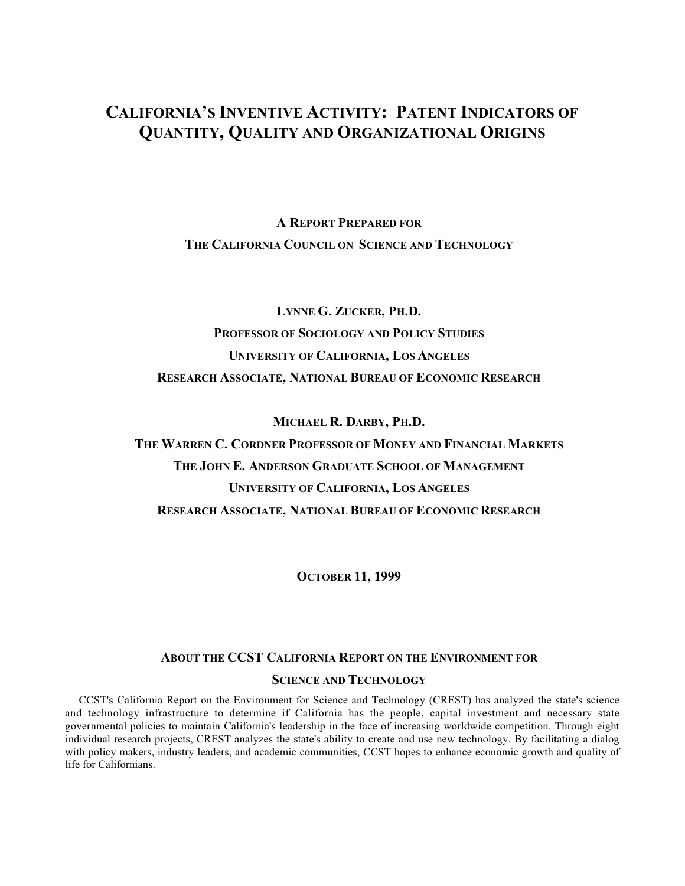# California's Inventive Activity: Patent Indicators of Quantity, Quality and Organizational Origins

**A Report Prepared for**

**The California Council on Science and Technology**

**Lynne G. Zucker, Ph.D.**

**Professor of Sociology and Policy Studies**

**University of California, Los Angeles**

**Research Associate, National Bureau of Economic Research**

**Michael R. Darby, Ph.D.**

**The Warren C. Cordner Professor of Money and Financial Markets**

**The John E. Anderson Graduate School of Management**

**University of California, Los Angeles**

**Research Associate, National Bureau of Economic Research**

**October 11, 1999**

## About the CCST California Report on the Environment for Science and Technology

CCST's California Report on the Environment for Science and Technology (CREST) has analyzed the state's science and technology infrastructure to determine if California has the people, capital investment and necessary state governmental policies to maintain California's leadership in the face of increasing worldwide competition. Through eight individual research projects, CREST analyzes the state's ability to create and use new technology. By facilitating a dialog with policy makers, industry leaders, and academic communities, CCST hopes to enhance economic growth and quality of life for Californians.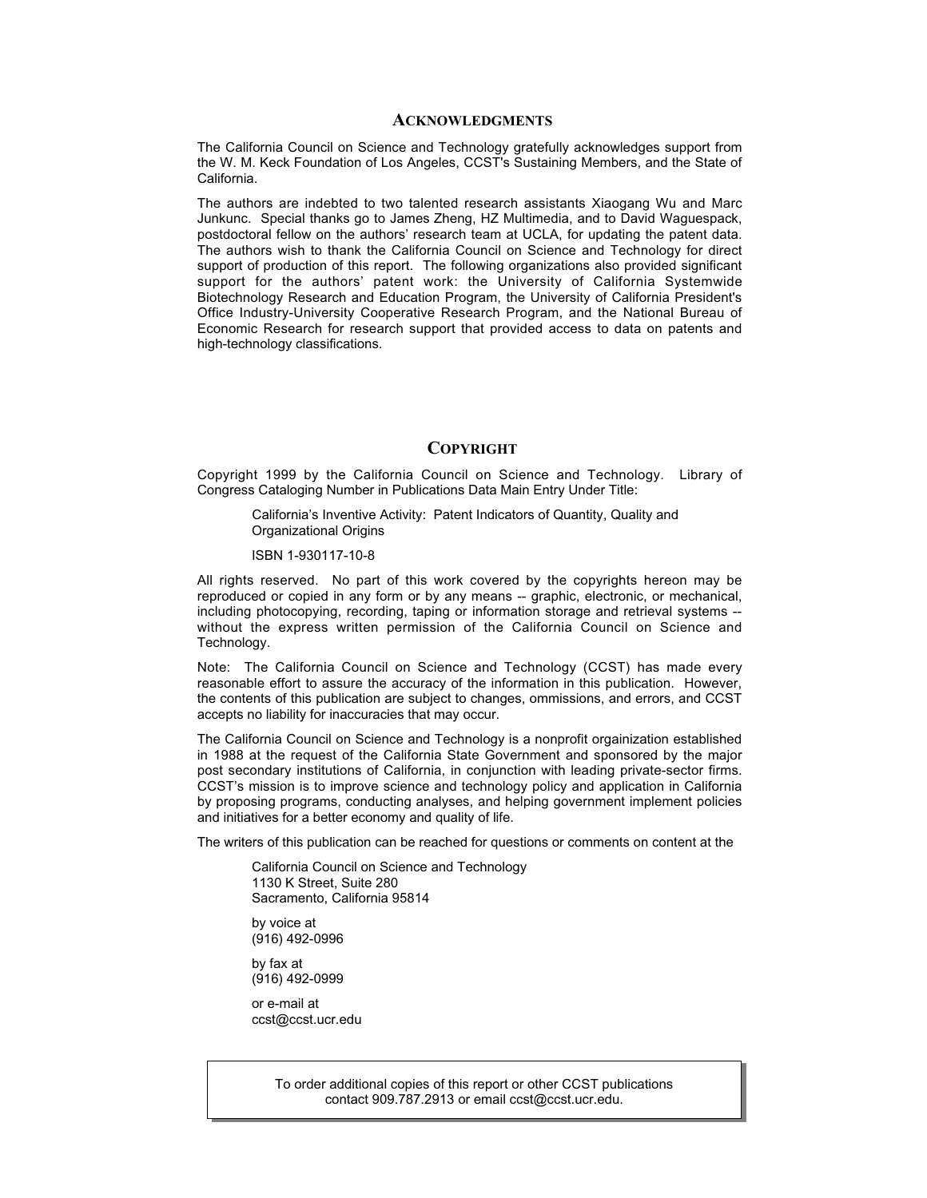## Acknowledgments

The California Council on Science and Technology gratefully acknowledges support from the W. M. Keck Foundation of Los Angeles, CCST's Sustaining Members, and the State of California.

The authors are indebted to two talented research assistants Xiaogang Wu and Marc Junkunc. Special thanks go to James Zheng, HZ Multimedia, and to David Waguespack, postdoctoral fellow on the authors' research team at UCLA, for updating the patent data. The authors wish to thank the California Council on Science and Technology for direct support of production of this report. The following organizations also provided significant support for the authors' patent work: the University of California Systemwide Biotechnology Research and Education Program, the University of California President's Office Industry-University Cooperative Research Program, and the National Bureau of Economic Research for research support that provided access to data on patents and high-technology classifications.

## Copyright

Copyright 1999 by the California Council on Science and Technology. Library of Congress Cataloging Number in Publications Data Main Entry Under Title:

> California's Inventive Activity: Patent Indicators of Quantity, Quality and Organizational Origins
>
> ISBN 1-930117-10-8

All rights reserved. No part of this work covered by the copyrights hereon may be reproduced or copied in any form or by any means -- graphic, electronic, or mechanical, including photocopying, recording, taping or information storage and retrieval systems -- without the express written permission of the California Council on Science and Technology.

Note: The California Council on Science and Technology (CCST) has made every reasonable effort to assure the accuracy of the information in this publication. However, the contents of this publication are subject to changes, ommissions, and errors, and CCST accepts no liability for inaccuracies that may occur.

The California Council on Science and Technology is a nonprofit orgainization established in 1988 at the request of the California State Government and sponsored by the major post secondary institutions of California, in conjunction with leading private-sector firms. CCST's mission is to improve science and technology policy and application in California by proposing programs, conducting analyses, and helping government implement policies and initiatives for a better economy and quality of life.

The writers of this publication can be reached for questions or comments on content at the

> California Council on Science and Technology
> 1130 K Street, Suite 280
> Sacramento, California 95814
>
> by voice at
> (916) 492-0996
>
> by fax at
> (916) 492-0999
>
> or e-mail at
> ccst@ccst.ucr.edu

To order additional copies of this report or other CCST publications contact 909.787.2913 or email ccst@ccst.ucr.edu.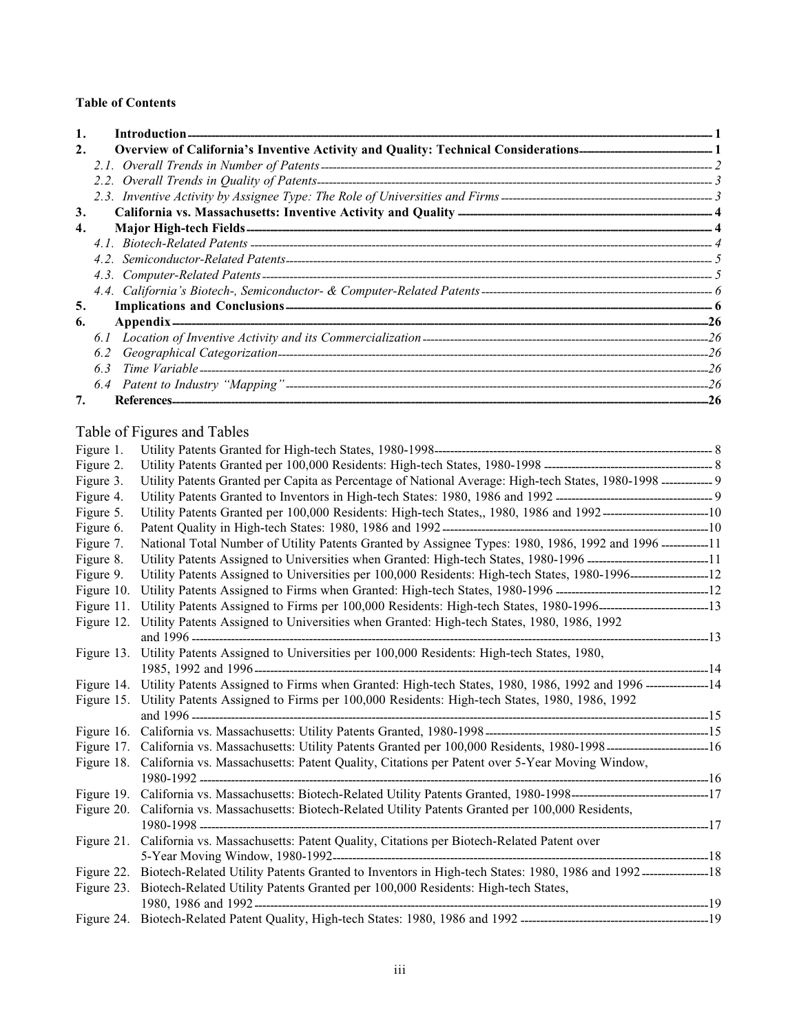**Table of Contents**

1. **Introduction** — 1
2. **Overview of California's Inventive Activity and Quality: Technical Considerations** — 1
   - *2.1. Overall Trends in Number of Patents* — 2
   - *2.2. Overall Trends in Quality of Patents* — 3
   - *2.3. Inventive Activity by Assignee Type: The Role of Universities and Firms* — 3
3. **California vs. Massachusetts: Inventive Activity and Quality** — 4
4. **Major High-tech Fields** — 4
   - *4.1. Biotech-Related Patents* — 4
   - *4.2. Semiconductor-Related Patents* — 5
   - *4.3. Computer-Related Patents* — 5
   - *4.4. California's Biotech-, Semiconductor- & Computer-Related Patents* — 6
5. **Implications and Conclusions** — 6
6. **Appendix** — 26
   - *6.1 Location of Inventive Activity and its Commercialization* — 26
   - *6.2 Geographical Categorization* — 26
   - *6.3 Time Variable* — 26
   - *6.4 Patent to Industry "Mapping"* — 26
7. **References** — 26

## Table of Figures and Tables

- Figure 1. Utility Patents Granted for High-tech States, 1980-1998 — 8
- Figure 2. Utility Patents Granted per 100,000 Residents: High-tech States, 1980-1998 — 8
- Figure 3. Utility Patents Granted per Capita as Percentage of National Average: High-tech States, 1980-1998 — 9
- Figure 4. Utility Patents Granted to Inventors in High-tech States: 1980, 1986 and 1992 — 9
- Figure 5. Utility Patents Granted per 100,000 Residents: High-tech States,, 1980, 1986 and 1992 — 10
- Figure 6. Patent Quality in High-tech States: 1980, 1986 and 1992 — 10
- Figure 7. National Total Number of Utility Patents Granted by Assignee Types: 1980, 1986, 1992 and 1996 — 11
- Figure 8. Utility Patents Assigned to Universities when Granted: High-tech States, 1980-1996 — 11
- Figure 9. Utility Patents Assigned to Universities per 100,000 Residents: High-tech States, 1980-1996 — 12
- Figure 10. Utility Patents Assigned to Firms when Granted: High-tech States, 1980-1996 — 12
- Figure 11. Utility Patents Assigned to Firms per 100,000 Residents: High-tech States, 1980-1996 — 13
- Figure 12. Utility Patents Assigned to Universities when Granted: High-tech States, 1980, 1986, 1992 and 1996 — 13
- Figure 13. Utility Patents Assigned to Universities per 100,000 Residents: High-tech States, 1980, 1985, 1992 and 1996 — 14
- Figure 14. Utility Patents Assigned to Firms when Granted: High-tech States, 1980, 1986, 1992 and 1996 — 14
- Figure 15. Utility Patents Assigned to Firms per 100,000 Residents: High-tech States, 1980, 1986, 1992 and 1996 — 15
- Figure 16. California vs. Massachusetts: Utility Patents Granted, 1980-1998 — 15
- Figure 17. California vs. Massachusetts: Utility Patents Granted per 100,000 Residents, 1980-1998 — 16
- Figure 18. California vs. Massachusetts: Patent Quality, Citations per Patent over 5-Year Moving Window, 1980-1992 — 16
- Figure 19. California vs. Massachusetts: Biotech-Related Utility Patents Granted, 1980-1998 — 17
- Figure 20. California vs. Massachusetts: Biotech-Related Utility Patents Granted per 100,000 Residents, 1980-1998 — 17
- Figure 21. California vs. Massachusetts: Patent Quality, Citations per Biotech-Related Patent over 5-Year Moving Window, 1980-1992 — 18
- Figure 22. Biotech-Related Utility Patents Granted to Inventors in High-tech States: 1980, 1986 and 1992 — 18
- Figure 23. Biotech-Related Utility Patents Granted per 100,000 Residents: High-tech States, 1980, 1986 and 1992 — 19
- Figure 24. Biotech-Related Patent Quality, High-tech States: 1980, 1986 and 1992 — 19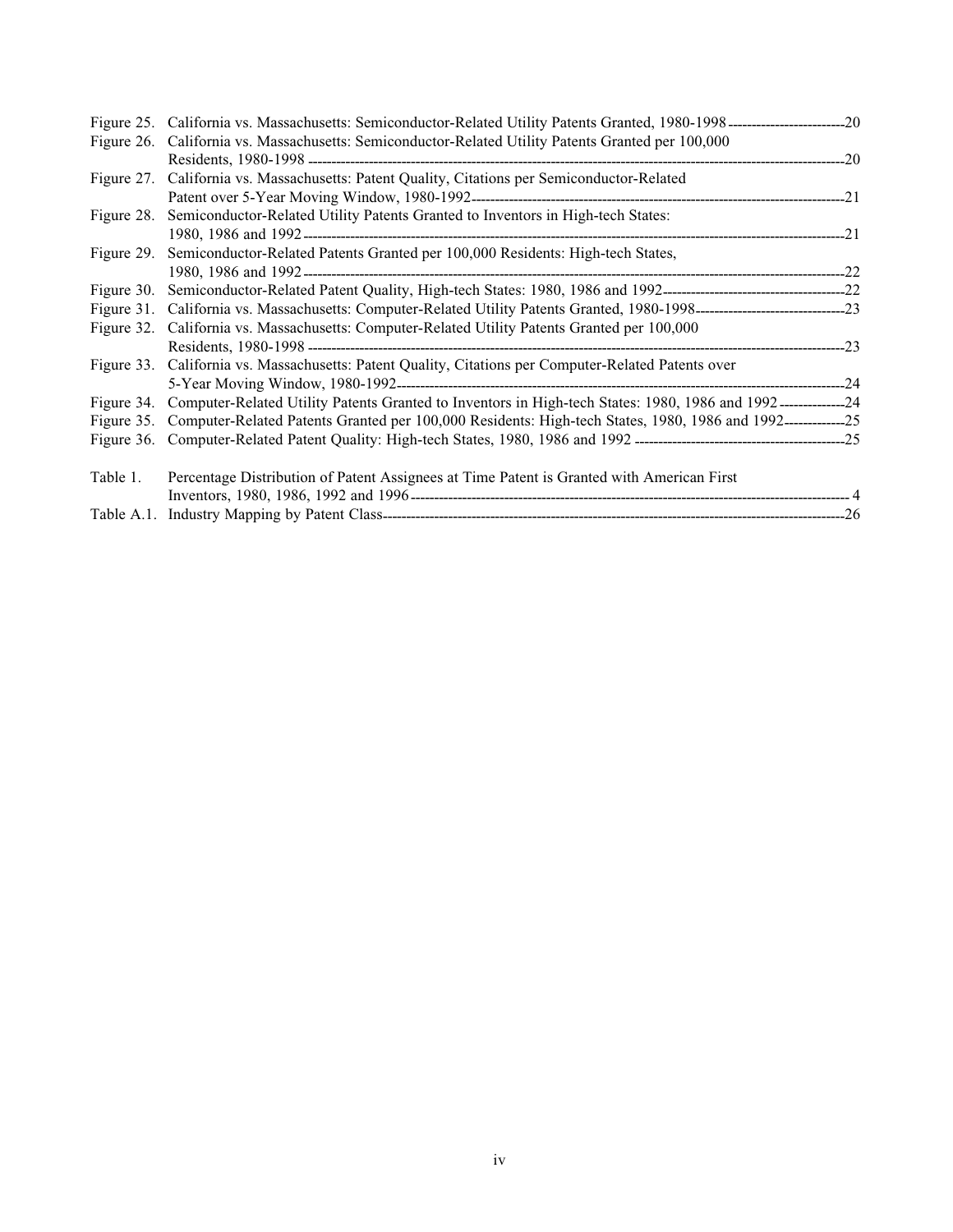Figure 25. California vs. Massachusetts: Semiconductor-Related Utility Patents Granted, 1980-1998 ---20
Figure 26. California vs. Massachusetts: Semiconductor-Related Utility Patents Granted per 100,000 Residents, 1980-1998 ---20
Figure 27. California vs. Massachusetts: Patent Quality, Citations per Semiconductor-Related Patent over 5-Year Moving Window, 1980-1992 ---21
Figure 28. Semiconductor-Related Utility Patents Granted to Inventors in High-tech States: 1980, 1986 and 1992 ---21
Figure 29. Semiconductor-Related Patents Granted per 100,000 Residents: High-tech States, 1980, 1986 and 1992 ---22
Figure 30. Semiconductor-Related Patent Quality, High-tech States: 1980, 1986 and 1992 ---22
Figure 31. California vs. Massachusetts: Computer-Related Utility Patents Granted, 1980-1998 ---23
Figure 32. California vs. Massachusetts: Computer-Related Utility Patents Granted per 100,000 Residents, 1980-1998 ---23
Figure 33. California vs. Massachusetts: Patent Quality, Citations per Computer-Related Patents over 5-Year Moving Window, 1980-1992 ---24
Figure 34. Computer-Related Utility Patents Granted to Inventors in High-tech States: 1980, 1986 and 1992 ---24
Figure 35. Computer-Related Patents Granted per 100,000 Residents: High-tech States, 1980, 1986 and 1992 ---25
Figure 36. Computer-Related Patent Quality: High-tech States, 1980, 1986 and 1992 ---25

Table 1. Percentage Distribution of Patent Assignees at Time Patent is Granted with American First Inventors, 1980, 1986, 1992 and 1996 --- 4
Table A.1. Industry Mapping by Patent Class ---26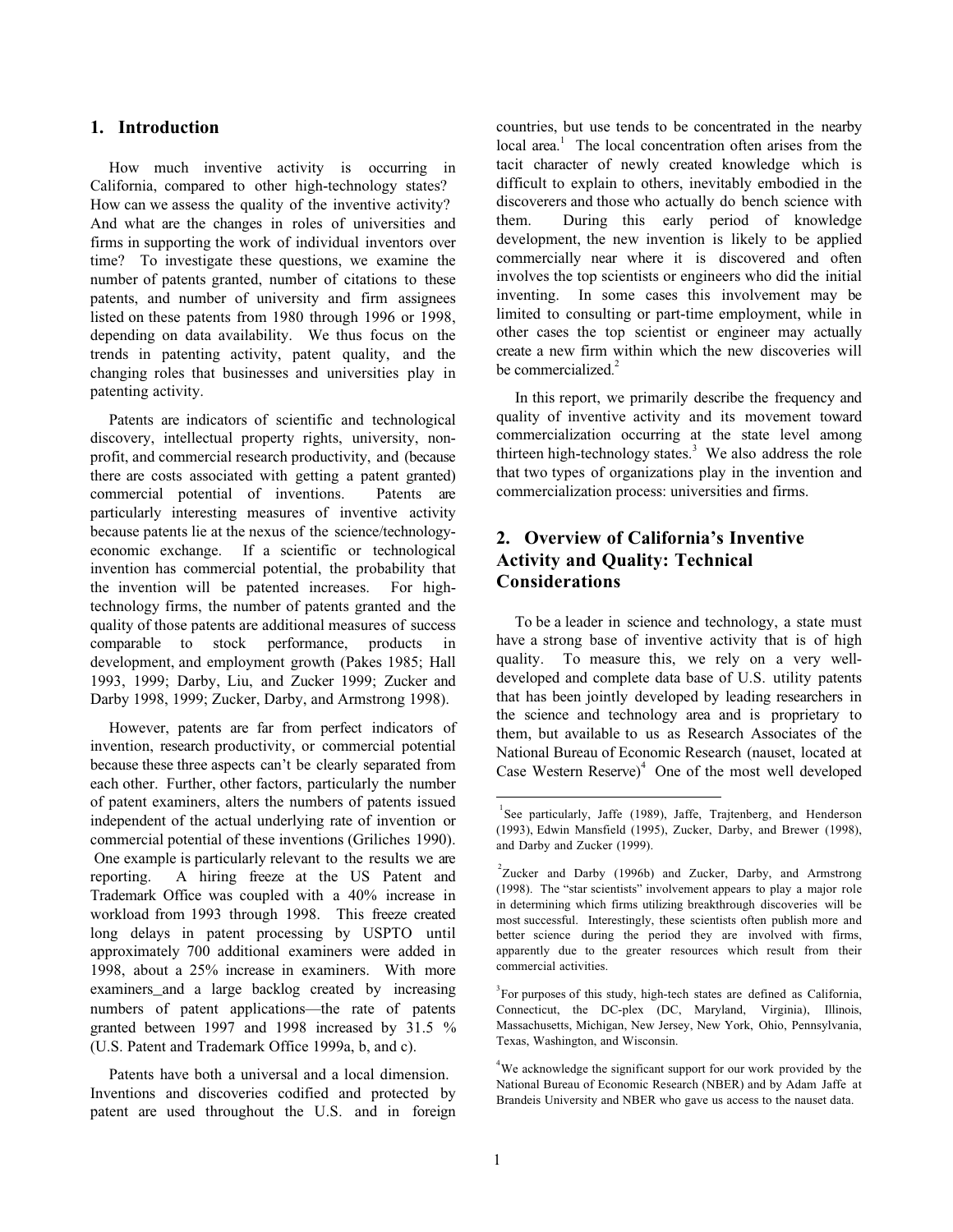## 1. Introduction

How much inventive activity is occurring in California, compared to other high-technology states? How can we assess the quality of the inventive activity? And what are the changes in roles of universities and firms in supporting the work of individual inventors over time? To investigate these questions, we examine the number of patents granted, number of citations to these patents, and number of university and firm assignees listed on these patents from 1980 through 1996 or 1998, depending on data availability. We thus focus on the trends in patenting activity, patent quality, and the changing roles that businesses and universities play in patenting activity.

Patents are indicators of scientific and technological discovery, intellectual property rights, university, non-profit, and commercial research productivity, and (because there are costs associated with getting a patent granted) commercial potential of inventions. Patents are particularly interesting measures of inventive activity because patents lie at the nexus of the science/technology-economic exchange. If a scientific or technological invention has commercial potential, the probability that the invention will be patented increases. For high-technology firms, the number of patents granted and the quality of those patents are additional measures of success comparable to stock performance, products in development, and employment growth (Pakes 1985; Hall 1993, 1999; Darby, Liu, and Zucker 1999; Zucker and Darby 1998, 1999; Zucker, Darby, and Armstrong 1998).

However, patents are far from perfect indicators of invention, research productivity, or commercial potential because these three aspects can't be clearly separated from each other. Further, other factors, particularly the number of patent examiners, alters the numbers of patents issued independent of the actual underlying rate of invention or commercial potential of these inventions (Griliches 1990). One example is particularly relevant to the results we are reporting. A hiring freeze at the US Patent and Trademark Office was coupled with a 40% increase in workload from 1993 through 1998. This freeze created long delays in patent processing by USPTO until approximately 700 additional examiners were added in 1998, about a 25% increase in examiners. With more examiners_and a large backlog created by increasing numbers of patent applications—the rate of patents granted between 1997 and 1998 increased by 31.5 % (U.S. Patent and Trademark Office 1999a, b, and c).

Patents have both a universal and a local dimension. Inventions and discoveries codified and protected by patent are used throughout the U.S. and in foreign countries, but use tends to be concentrated in the nearby local area.[1] The local concentration often arises from the tacit character of newly created knowledge which is difficult to explain to others, inevitably embodied in the discoverers and those who actually do bench science with them. During this early period of knowledge development, the new invention is likely to be applied commercially near where it is discovered and often involves the top scientists or engineers who did the initial inventing. In some cases this involvement may be limited to consulting or part-time employment, while in other cases the top scientist or engineer may actually create a new firm within which the new discoveries will be commercialized.[2]

In this report, we primarily describe the frequency and quality of inventive activity and its movement toward commercialization occurring at the state level among thirteen high-technology states.[3] We also address the role that two types of organizations play in the invention and commercialization process: universities and firms.

## 2. Overview of California's Inventive Activity and Quality: Technical Considerations

To be a leader in science and technology, a state must have a strong base of inventive activity that is of high quality. To measure this, we rely on a very well-developed and complete data base of U.S. utility patents that has been jointly developed by leading researchers in the science and technology area and is proprietary to them, but available to us as Research Associates of the National Bureau of Economic Research (nauset, located at Case Western Reserve)[4] One of the most well developed

---

[1] See particularly, Jaffe (1989), Jaffe, Trajtenberg, and Henderson (1993), Edwin Mansfield (1995), Zucker, Darby, and Brewer (1998), and Darby and Zucker (1999).

[2] Zucker and Darby (1996b) and Zucker, Darby, and Armstrong (1998). The "star scientists" involvement appears to play a major role in determining which firms utilizing breakthrough discoveries will be most successful. Interestingly, these scientists often publish more and better science during the period they are involved with firms, apparently due to the greater resources which result from their commercial activities.

[3] For purposes of this study, high-tech states are defined as California, Connecticut, the DC-plex (DC, Maryland, Virginia), Illinois, Massachusetts, Michigan, New Jersey, New York, Ohio, Pennsylvania, Texas, Washington, and Wisconsin.

[4] We acknowledge the significant support for our work provided by the National Bureau of Economic Research (NBER) and by Adam Jaffe at Brandeis University and NBER who gave us access to the nauset data.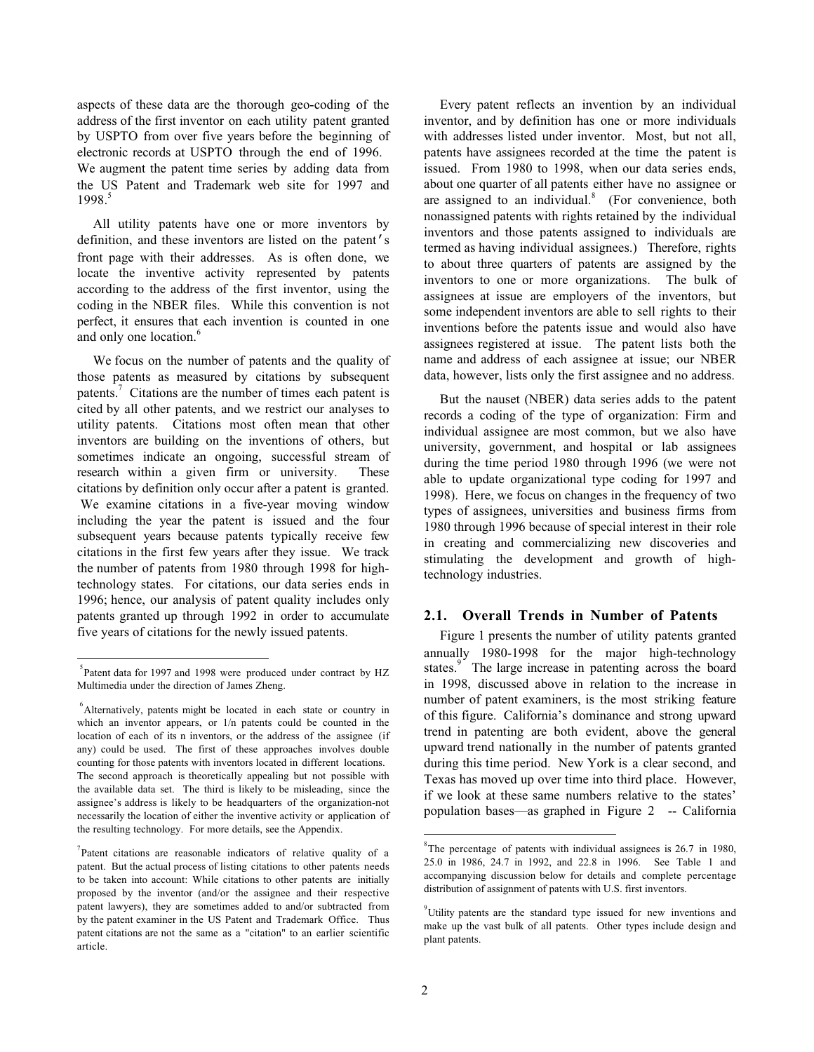aspects of these data are the thorough geo-coding of the address of the first inventor on each utility patent granted by USPTO from over five years before the beginning of electronic records at USPTO through the end of 1996. We augment the patent time series by adding data from the US Patent and Trademark web site for 1997 and 1998.[5]

All utility patents have one or more inventors by definition, and these inventors are listed on the patent's front page with their addresses. As is often done, we locate the inventive activity represented by patents according to the address of the first inventor, using the coding in the NBER files. While this convention is not perfect, it ensures that each invention is counted in one and only one location.[6]

We focus on the number of patents and the quality of those patents as measured by citations by subsequent patents.[7] Citations are the number of times each patent is cited by all other patents, and we restrict our analyses to utility patents. Citations most often mean that other inventors are building on the inventions of others, but sometimes indicate an ongoing, successful stream of research within a given firm or university. These citations by definition only occur after a patent is granted. We examine citations in a five-year moving window including the year the patent is issued and the four subsequent years because patents typically receive few citations in the first few years after they issue. We track the number of patents from 1980 through 1998 for high-technology states. For citations, our data series ends in 1996; hence, our analysis of patent quality includes only patents granted up through 1992 in order to accumulate five years of citations for the newly issued patents.

Every patent reflects an invention by an individual inventor, and by definition has one or more individuals with addresses listed under inventor. Most, but not all, patents have assignees recorded at the time the patent is issued. From 1980 to 1998, when our data series ends, about one quarter of all patents either have no assignee or are assigned to an individual.[8] (For convenience, both nonassigned patents with rights retained by the individual inventors and those patents assigned to individuals are termed as having individual assignees.) Therefore, rights to about three quarters of patents are assigned by the inventors to one or more organizations. The bulk of assignees at issue are employers of the inventors, but some independent inventors are able to sell rights to their inventions before the patents issue and would also have assignees registered at issue. The patent lists both the name and address of each assignee at issue; our NBER data, however, lists only the first assignee and no address.

But the nauset (NBER) data series adds to the patent records a coding of the type of organization: Firm and individual assignee are most common, but we also have university, government, and hospital or lab assignees during the time period 1980 through 1996 (we were not able to update organizational type coding for 1997 and 1998). Here, we focus on changes in the frequency of two types of assignees, universities and business firms from 1980 through 1996 because of special interest in their role in creating and commercializing new discoveries and stimulating the development and growth of high-technology industries.

## 2.1. Overall Trends in Number of Patents

Figure 1 presents the number of utility patents granted annually 1980-1998 for the major high-technology states.[9] The large increase in patenting across the board in 1998, discussed above in relation to the increase in number of patent examiners, is the most striking feature of this figure. California's dominance and strong upward trend in patenting are both evident, above the general upward trend nationally in the number of patents granted during this time period. New York is a clear second, and Texas has moved up over time into third place. However, if we look at these same numbers relative to the states' population bases—as graphed in Figure 2 -- California

---

[5] Patent data for 1997 and 1998 were produced under contract by HZ Multimedia under the direction of James Zheng.

[6] Alternatively, patents might be located in each state or country in which an inventor appears, or 1/n patents could be counted in the location of each of its n inventors, or the address of the assignee (if any) could be used. The first of these approaches involves double counting for those patents with inventors located in different locations. The second approach is theoretically appealing but not possible with the available data set. The third is likely to be misleading, since the assignee's address is likely to be headquarters of the organization-not necessarily the location of either the inventive activity or application of the resulting technology. For more details, see the Appendix.

[7] Patent citations are reasonable indicators of relative quality of a patent. But the actual process of listing citations to other patents needs to be taken into account: While citations to other patents are initially proposed by the inventor (and/or the assignee and their respective patent lawyers), they are sometimes added to and/or subtracted from by the patent examiner in the US Patent and Trademark Office. Thus patent citations are not the same as a "citation" to an earlier scientific article.

[8] The percentage of patents with individual assignees is 26.7 in 1980, 25.0 in 1986, 24.7 in 1992, and 22.8 in 1996. See Table 1 and accompanying discussion below for details and complete percentage distribution of assignment of patents with U.S. first inventors.

[9] Utility patents are the standard type issued for new inventions and make up the vast bulk of all patents. Other types include design and plant patents.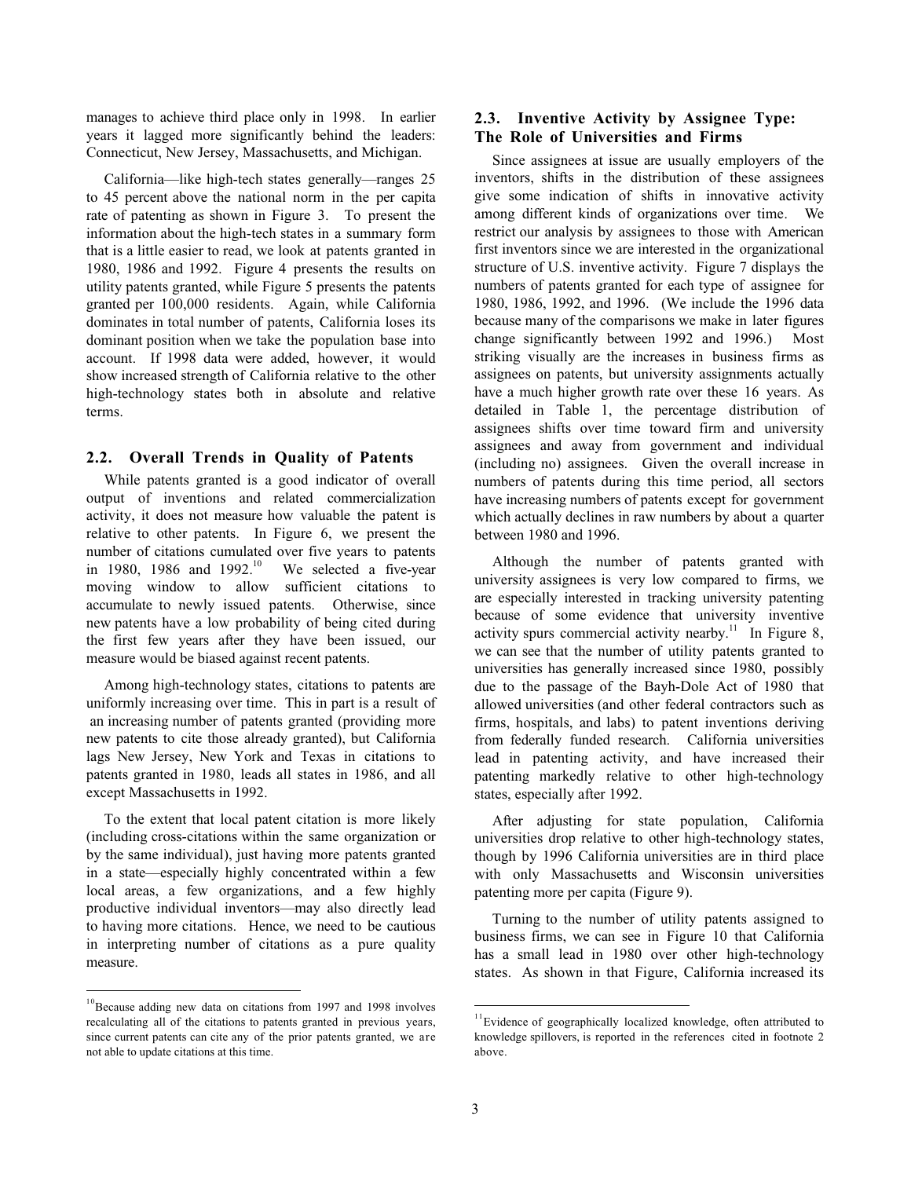manages to achieve third place only in 1998. In earlier years it lagged more significantly behind the leaders: Connecticut, New Jersey, Massachusetts, and Michigan.

California—like high-tech states generally—ranges 25 to 45 percent above the national norm in the per capita rate of patenting as shown in Figure 3. To present the information about the high-tech states in a summary form that is a little easier to read, we look at patents granted in 1980, 1986 and 1992. Figure 4 presents the results on utility patents granted, while Figure 5 presents the patents granted per 100,000 residents. Again, while California dominates in total number of patents, California loses its dominant position when we take the population base into account. If 1998 data were added, however, it would show increased strength of California relative to the other high-technology states both in absolute and relative terms.

### 2.2. Overall Trends in Quality of Patents

While patents granted is a good indicator of overall output of inventions and related commercialization activity, it does not measure how valuable the patent is relative to other patents. In Figure 6, we present the number of citations cumulated over five years to patents in 1980, 1986 and 1992.[10] We selected a five-year moving window to allow sufficient citations to accumulate to newly issued patents. Otherwise, since new patents have a low probability of being cited during the first few years after they have been issued, our measure would be biased against recent patents.

Among high-technology states, citations to patents are uniformly increasing over time. This in part is a result of an increasing number of patents granted (providing more new patents to cite those already granted), but California lags New Jersey, New York and Texas in citations to patents granted in 1980, leads all states in 1986, and all except Massachusetts in 1992.

To the extent that local patent citation is more likely (including cross-citations within the same organization or by the same individual), just having more patents granted in a state—especially highly concentrated within a few local areas, a few organizations, and a few highly productive individual inventors—may also directly lead to having more citations. Hence, we need to be cautious in interpreting number of citations as a pure quality measure.

### 2.3. Inventive Activity by Assignee Type: The Role of Universities and Firms

Since assignees at issue are usually employers of the inventors, shifts in the distribution of these assignees give some indication of shifts in innovative activity among different kinds of organizations over time. We restrict our analysis by assignees to those with American first inventors since we are interested in the organizational structure of U.S. inventive activity. Figure 7 displays the numbers of patents granted for each type of assignee for 1980, 1986, 1992, and 1996. (We include the 1996 data because many of the comparisons we make in later figures change significantly between 1992 and 1996.) Most striking visually are the increases in business firms as assignees on patents, but university assignments actually have a much higher growth rate over these 16 years. As detailed in Table 1, the percentage distribution of assignees shifts over time toward firm and university assignees and away from government and individual (including no) assignees. Given the overall increase in numbers of patents during this time period, all sectors have increasing numbers of patents except for government which actually declines in raw numbers by about a quarter between 1980 and 1996.

Although the number of patents granted with university assignees is very low compared to firms, we are especially interested in tracking university patenting because of some evidence that university inventive activity spurs commercial activity nearby.[11] In Figure 8, we can see that the number of utility patents granted to universities has generally increased since 1980, possibly due to the passage of the Bayh-Dole Act of 1980 that allowed universities (and other federal contractors such as firms, hospitals, and labs) to patent inventions deriving from federally funded research. California universities lead in patenting activity, and have increased their patenting markedly relative to other high-technology states, especially after 1992.

After adjusting for state population, California universities drop relative to other high-technology states, though by 1996 California universities are in third place with only Massachusetts and Wisconsin universities patenting more per capita (Figure 9).

Turning to the number of utility patents assigned to business firms, we can see in Figure 10 that California has a small lead in 1980 over other high-technology states. As shown in that Figure, California increased its

---

[10] Because adding new data on citations from 1997 and 1998 involves recalculating all of the citations to patents granted in previous years, since current patents can cite any of the prior patents granted, we are not able to update citations at this time.

[11] Evidence of geographically localized knowledge, often attributed to knowledge spillovers, is reported in the references cited in footnote 2 above.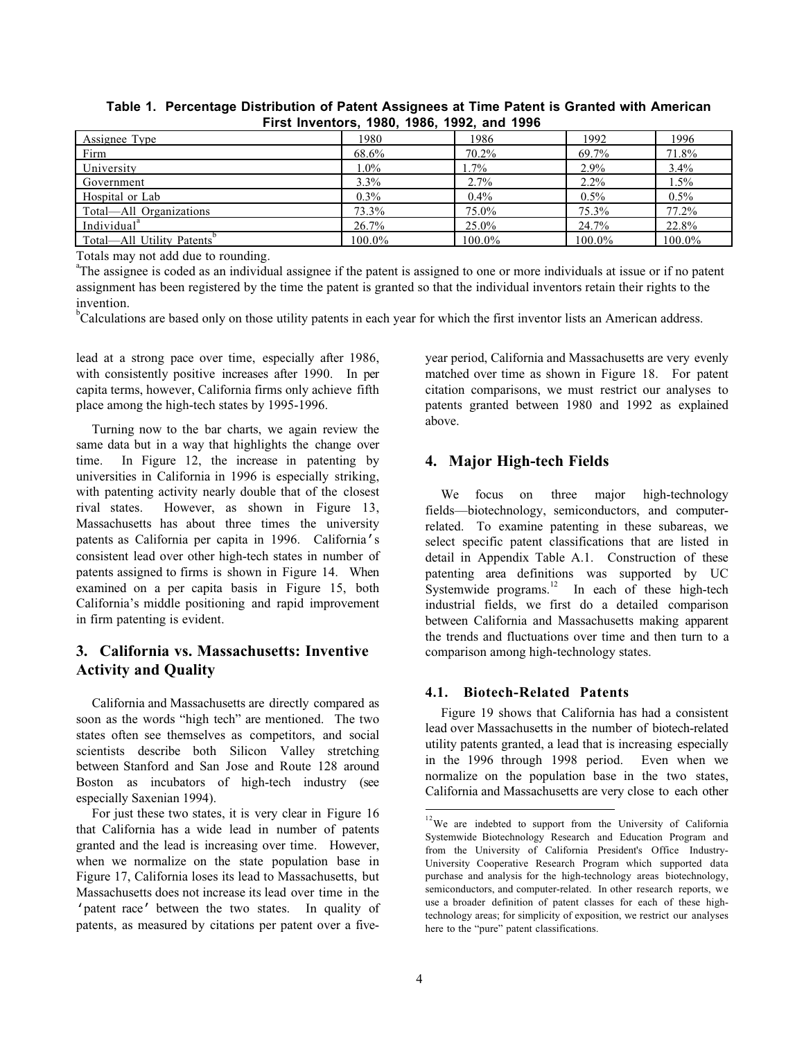**Table 1. Percentage Distribution of Patent Assignees at Time Patent is Granted with American First Inventors, 1980, 1986, 1992, and 1996**

| Assignee Type | 1980 | 1986 | 1992 | 1996 |
|---|---|---|---|---|
| Firm | 68.6% | 70.2% | 69.7% | 71.8% |
| University | 1.0% | 1.7% | 2.9% | 3.4% |
| Government | 3.3% | 2.7% | 2.2% | 1.5% |
| Hospital or Lab | 0.3% | 0.4% | 0.5% | 0.5% |
| Total—All Organizations | 73.3% | 75.0% | 75.3% | 77.2% |
| Individual[a] | 26.7% | 25.0% | 24.7% | 22.8% |
| Total—All Utility Patents[b] | 100.0% | 100.0% | 100.0% | 100.0% |

Totals may not add due to rounding.

[a]The assignee is coded as an individual assignee if the patent is assigned to one or more individuals at issue or if no patent assignment has been registered by the time the patent is granted so that the individual inventors retain their rights to the invention.

[b]Calculations are based only on those utility patents in each year for which the first inventor lists an American address.

lead at a strong pace over time, especially after 1986, with consistently positive increases after 1990. In per capita terms, however, California firms only achieve fifth place among the high-tech states by 1995-1996.

Turning now to the bar charts, we again review the same data but in a way that highlights the change over time. In Figure 12, the increase in patenting by universities in California in 1996 is especially striking, with patenting activity nearly double that of the closest rival states. However, as shown in Figure 13, Massachusetts has about three times the university patents as California per capita in 1996. California's consistent lead over other high-tech states in number of patents assigned to firms is shown in Figure 14. When examined on a per capita basis in Figure 15, both California's middle positioning and rapid improvement in firm patenting is evident.

## 3. California vs. Massachusetts: Inventive Activity and Quality

California and Massachusetts are directly compared as soon as the words "high tech" are mentioned. The two states often see themselves as competitors, and social scientists describe both Silicon Valley stretching between Stanford and San Jose and Route 128 around Boston as incubators of high-tech industry (see especially Saxenian 1994).

For just these two states, it is very clear in Figure 16 that California has a wide lead in number of patents granted and the lead is increasing over time. However, when we normalize on the state population base in Figure 17, California loses its lead to Massachusetts, but Massachusetts does not increase its lead over time in the 'patent race' between the two states. In quality of patents, as measured by citations per patent over a five-year period, California and Massachusetts are very evenly matched over time as shown in Figure 18. For patent citation comparisons, we must restrict our analyses to patents granted between 1980 and 1992 as explained above.

## 4. Major High-tech Fields

We focus on three major high-technology fields—biotechnology, semiconductors, and computer-related. To examine patenting in these subareas, we select specific patent classifications that are listed in detail in Appendix Table A.1. Construction of these patenting area definitions was supported by UC Systemwide programs.[12] In each of these high-tech industrial fields, we first do a detailed comparison between California and Massachusetts making apparent the trends and fluctuations over time and then turn to a comparison among high-technology states.

### 4.1. Biotech-Related Patents

Figure 19 shows that California has had a consistent lead over Massachusetts in the number of biotech-related utility patents granted, a lead that is increasing especially in the 1996 through 1998 period. Even when we normalize on the population base in the two states, California and Massachusetts are very close to each other

[12]We are indebted to support from the University of California Systemwide Biotechnology Research and Education Program and from the University of California President's Office Industry-University Cooperative Research Program which supported data purchase and analysis for the high-technology areas biotechnology, semiconductors, and computer-related. In other research reports, we use a broader definition of patent classes for each of these high-technology areas; for simplicity of exposition, we restrict our analyses here to the "pure" patent classifications.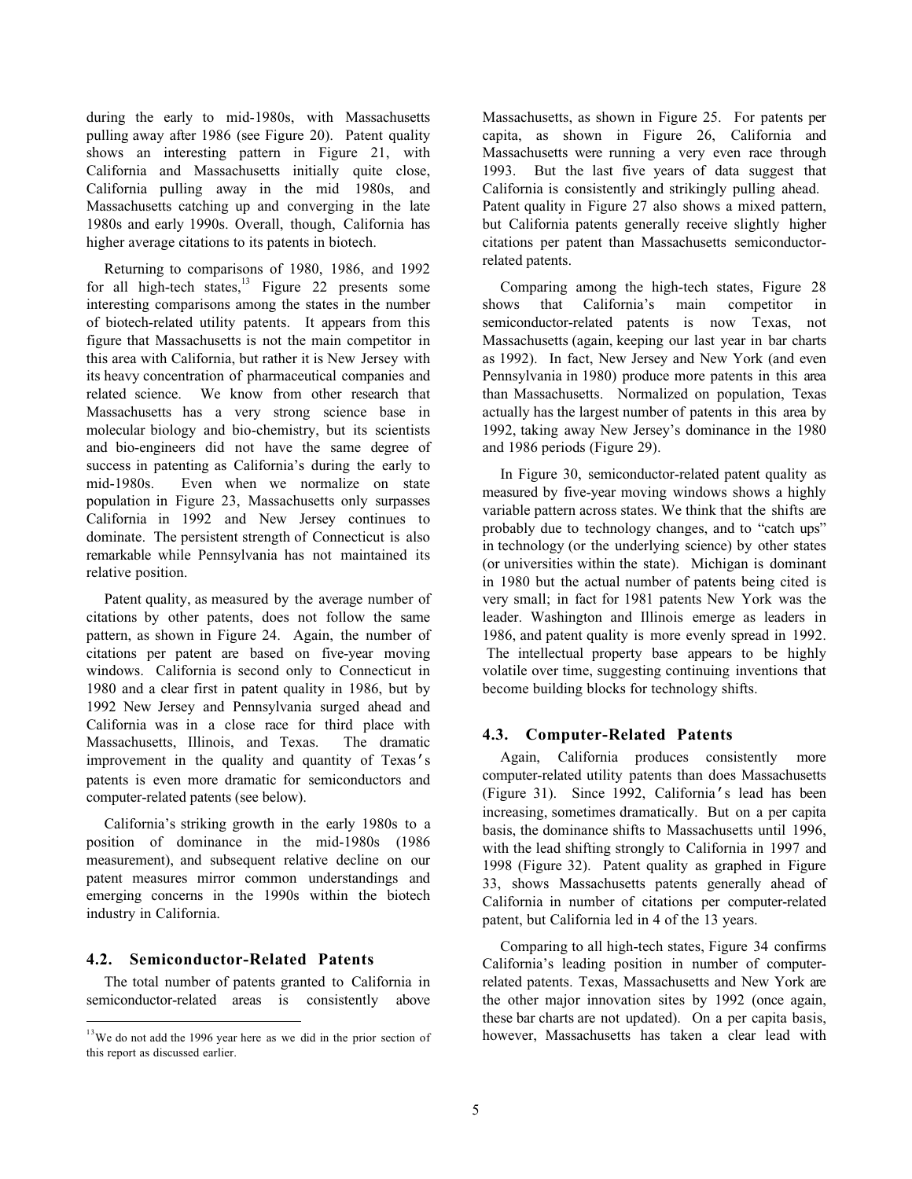during the early to mid-1980s, with Massachusetts pulling away after 1986 (see Figure 20). Patent quality shows an interesting pattern in Figure 21, with California and Massachusetts initially quite close, California pulling away in the mid 1980s, and Massachusetts catching up and converging in the late 1980s and early 1990s. Overall, though, California has higher average citations to its patents in biotech.

Returning to comparisons of 1980, 1986, and 1992 for all high-tech states,[13] Figure 22 presents some interesting comparisons among the states in the number of biotech-related utility patents. It appears from this figure that Massachusetts is not the main competitor in this area with California, but rather it is New Jersey with its heavy concentration of pharmaceutical companies and related science. We know from other research that Massachusetts has a very strong science base in molecular biology and bio-chemistry, but its scientists and bio-engineers did not have the same degree of success in patenting as California's during the early to mid-1980s. Even when we normalize on state population in Figure 23, Massachusetts only surpasses California in 1992 and New Jersey continues to dominate. The persistent strength of Connecticut is also remarkable while Pennsylvania has not maintained its relative position.

Patent quality, as measured by the average number of citations by other patents, does not follow the same pattern, as shown in Figure 24. Again, the number of citations per patent are based on five-year moving windows. California is second only to Connecticut in 1980 and a clear first in patent quality in 1986, but by 1992 New Jersey and Pennsylvania surged ahead and California was in a close race for third place with Massachusetts, Illinois, and Texas. The dramatic improvement in the quality and quantity of Texas's patents is even more dramatic for semiconductors and computer-related patents (see below).

California's striking growth in the early 1980s to a position of dominance in the mid-1980s (1986 measurement), and subsequent relative decline on our patent measures mirror common understandings and emerging concerns in the 1990s within the biotech industry in California.

### 4.2. Semiconductor-Related Patents

The total number of patents granted to California in semiconductor-related areas is consistently above Massachusetts, as shown in Figure 25. For patents per capita, as shown in Figure 26, California and Massachusetts were running a very even race through 1993. But the last five years of data suggest that California is consistently and strikingly pulling ahead. Patent quality in Figure 27 also shows a mixed pattern, but California patents generally receive slightly higher citations per patent than Massachusetts semiconductor-related patents.

Comparing among the high-tech states, Figure 28 shows that California's main competitor in semiconductor-related patents is now Texas, not Massachusetts (again, keeping our last year in bar charts as 1992). In fact, New Jersey and New York (and even Pennsylvania in 1980) produce more patents in this area than Massachusetts. Normalized on population, Texas actually has the largest number of patents in this area by 1992, taking away New Jersey's dominance in the 1980 and 1986 periods (Figure 29).

In Figure 30, semiconductor-related patent quality as measured by five-year moving windows shows a highly variable pattern across states. We think that the shifts are probably due to technology changes, and to "catch ups" in technology (or the underlying science) by other states (or universities within the state). Michigan is dominant in 1980 but the actual number of patents being cited is very small; in fact for 1981 patents New York was the leader. Washington and Illinois emerge as leaders in 1986, and patent quality is more evenly spread in 1992. The intellectual property base appears to be highly volatile over time, suggesting continuing inventions that become building blocks for technology shifts.

### 4.3. Computer-Related Patents

Again, California produces consistently more computer-related utility patents than does Massachusetts (Figure 31). Since 1992, California's lead has been increasing, sometimes dramatically. But on a per capita basis, the dominance shifts to Massachusetts until 1996, with the lead shifting strongly to California in 1997 and 1998 (Figure 32). Patent quality as graphed in Figure 33, shows Massachusetts patents generally ahead of California in number of citations per computer-related patent, but California led in 4 of the 13 years.

Comparing to all high-tech states, Figure 34 confirms California's leading position in number of computer-related patents. Texas, Massachusetts and New York are the other major innovation sites by 1992 (once again, these bar charts are not updated). On a per capita basis, however, Massachusetts has taken a clear lead with

[13] We do not add the 1996 year here as we did in the prior section of this report as discussed earlier.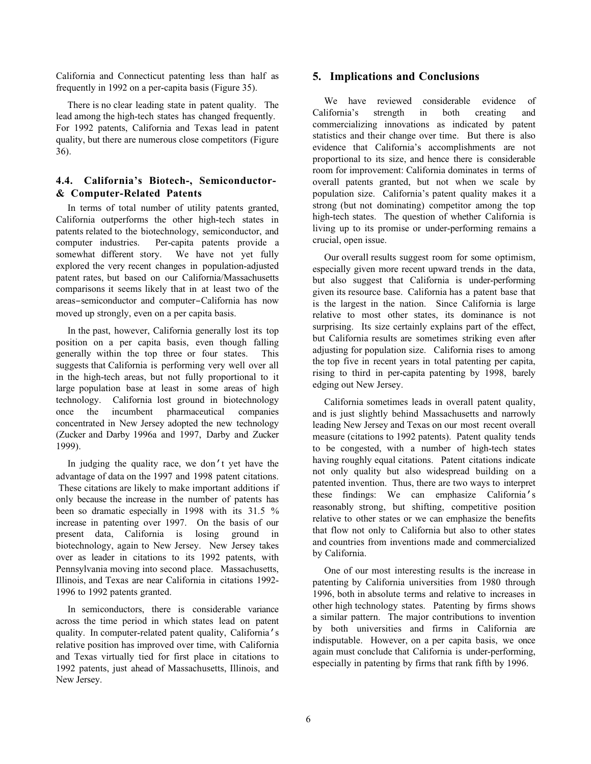California and Connecticut patenting less than half as frequently in 1992 on a per-capita basis (Figure 35).

There is no clear leading state in patent quality. The lead among the high-tech states has changed frequently. For 1992 patents, California and Texas lead in patent quality, but there are numerous close competitors (Figure 36).

### 4.4. California's Biotech-, Semiconductor- & Computer-Related Patents

In terms of total number of utility patents granted, California outperforms the other high-tech states in patents related to the biotechnology, semiconductor, and computer industries. Per-capita patents provide a somewhat different story. We have not yet fully explored the very recent changes in population-adjusted patent rates, but based on our California/Massachusetts comparisons it seems likely that in at least two of the areas–semiconductor and computer–California has now moved up strongly, even on a per capita basis.

In the past, however, California generally lost its top position on a per capita basis, even though falling generally within the top three or four states. This suggests that California is performing very well over all in the high-tech areas, but not fully proportional to it large population base at least in some areas of high technology. California lost ground in biotechnology once the incumbent pharmaceutical companies concentrated in New Jersey adopted the new technology (Zucker and Darby 1996a and 1997, Darby and Zucker 1999).

In judging the quality race, we don't yet have the advantage of data on the 1997 and 1998 patent citations. These citations are likely to make important additions if only because the increase in the number of patents has been so dramatic especially in 1998 with its 31.5 % increase in patenting over 1997. On the basis of our present data, California is losing ground in biotechnology, again to New Jersey. New Jersey takes over as leader in citations to its 1992 patents, with Pennsylvania moving into second place. Massachusetts, Illinois, and Texas are near California in citations 1992-1996 to 1992 patents granted.

In semiconductors, there is considerable variance across the time period in which states lead on patent quality. In computer-related patent quality, California's relative position has improved over time, with California and Texas virtually tied for first place in citations to 1992 patents, just ahead of Massachusetts, Illinois, and New Jersey.

## 5. Implications and Conclusions

We have reviewed considerable evidence of California's strength in both creating and commercializing innovations as indicated by patent statistics and their change over time. But there is also evidence that California's accomplishments are not proportional to its size, and hence there is considerable room for improvement: California dominates in terms of overall patents granted, but not when we scale by population size. California's patent quality makes it a strong (but not dominating) competitor among the top high-tech states. The question of whether California is living up to its promise or under-performing remains a crucial, open issue.

Our overall results suggest room for some optimism, especially given more recent upward trends in the data, but also suggest that California is under-performing given its resource base. California has a patent base that is the largest in the nation. Since California is large relative to most other states, its dominance is not surprising. Its size certainly explains part of the effect, but California results are sometimes striking even after adjusting for population size. California rises to among the top five in recent years in total patenting per capita, rising to third in per-capita patenting by 1998, barely edging out New Jersey.

California sometimes leads in overall patent quality, and is just slightly behind Massachusetts and narrowly leading New Jersey and Texas on our most recent overall measure (citations to 1992 patents). Patent quality tends to be congested, with a number of high-tech states having roughly equal citations. Patent citations indicate not only quality but also widespread building on a patented invention. Thus, there are two ways to interpret these findings: We can emphasize California's reasonably strong, but shifting, competitive position relative to other states or we can emphasize the benefits that flow not only to California but also to other states and countries from inventions made and commercialized by California.

One of our most interesting results is the increase in patenting by California universities from 1980 through 1996, both in absolute terms and relative to increases in other high technology states. Patenting by firms shows a similar pattern. The major contributions to invention by both universities and firms in California are indisputable. However, on a per capita basis, we once again must conclude that California is under-performing, especially in patenting by firms that rank fifth by 1996.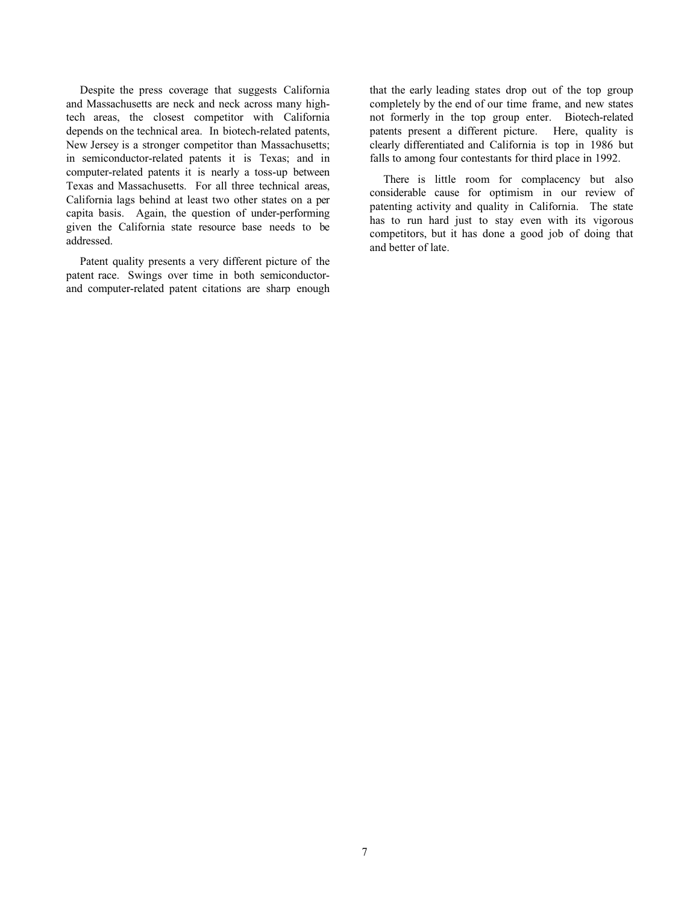Despite the press coverage that suggests California and Massachusetts are neck and neck across many high-tech areas, the closest competitor with California depends on the technical area. In biotech-related patents, New Jersey is a stronger competitor than Massachusetts; in semiconductor-related patents it is Texas; and in computer-related patents it is nearly a toss-up between Texas and Massachusetts. For all three technical areas, California lags behind at least two other states on a per capita basis. Again, the question of under-performing given the California state resource base needs to be addressed.

Patent quality presents a very different picture of the patent race. Swings over time in both semiconductor- and computer-related patent citations are sharp enough that the early leading states drop out of the top group completely by the end of our time frame, and new states not formerly in the top group enter. Biotech-related patents present a different picture. Here, quality is clearly differentiated and California is top in 1986 but falls to among four contestants for third place in 1992.

There is little room for complacency but also considerable cause for optimism in our review of patenting activity and quality in California. The state has to run hard just to stay even with its vigorous competitors, but it has done a good job of doing that and better of late.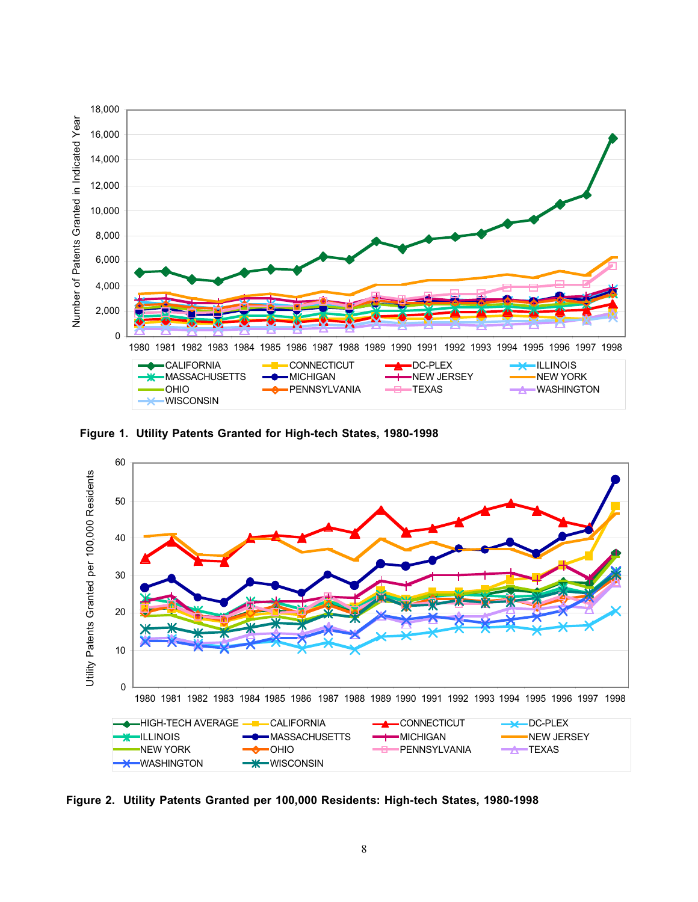**Figure 1. Utility Patents Granted for High-tech States, 1980-1998**

**Figure 2. Utility Patents Granted per 100,000 Residents: High-tech States, 1980-1998**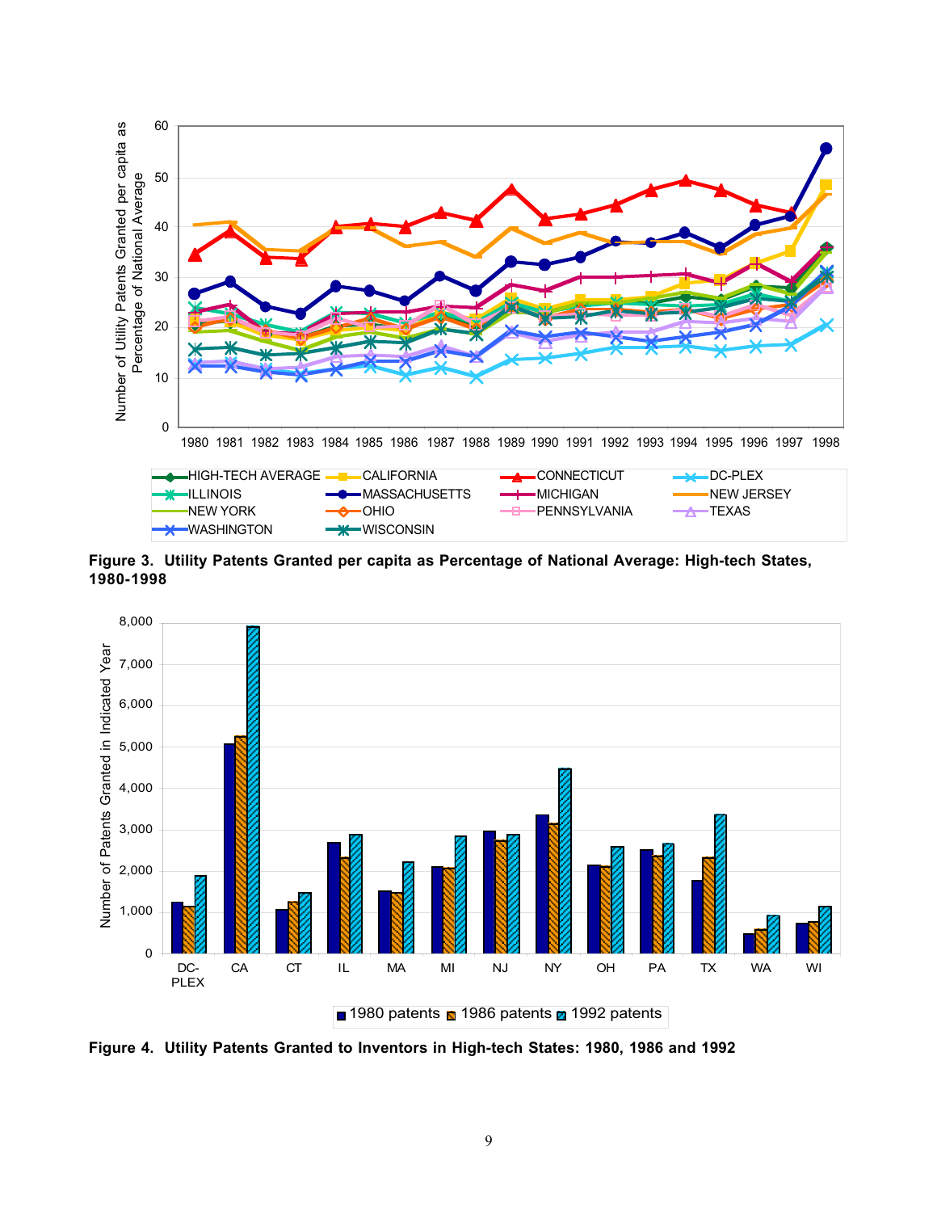**Figure 3. Utility Patents Granted per capita as Percentage of National Average: High-tech States, 1980-1998**

**Figure 4. Utility Patents Granted to Inventors in High-tech States: 1980, 1986 and 1992**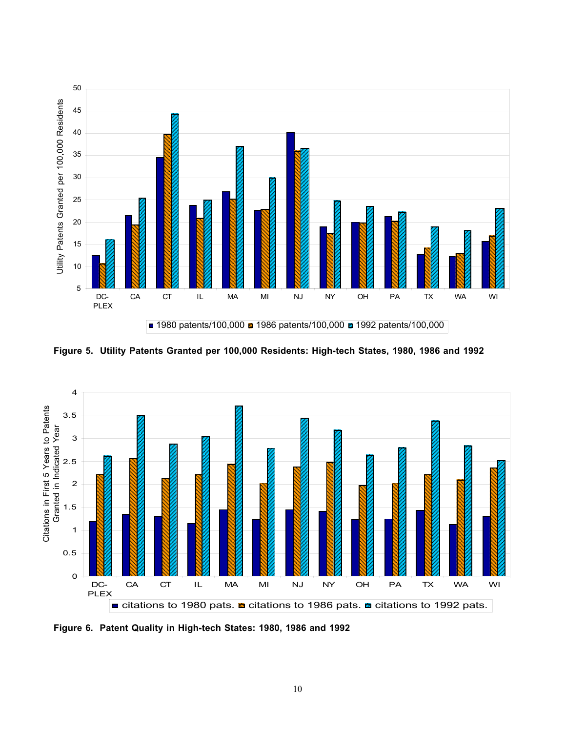**Figure 5. Utility Patents Granted per 100,000 Residents: High-tech States, 1980, 1986 and 1992**

**Figure 6. Patent Quality in High-tech States: 1980, 1986 and 1992**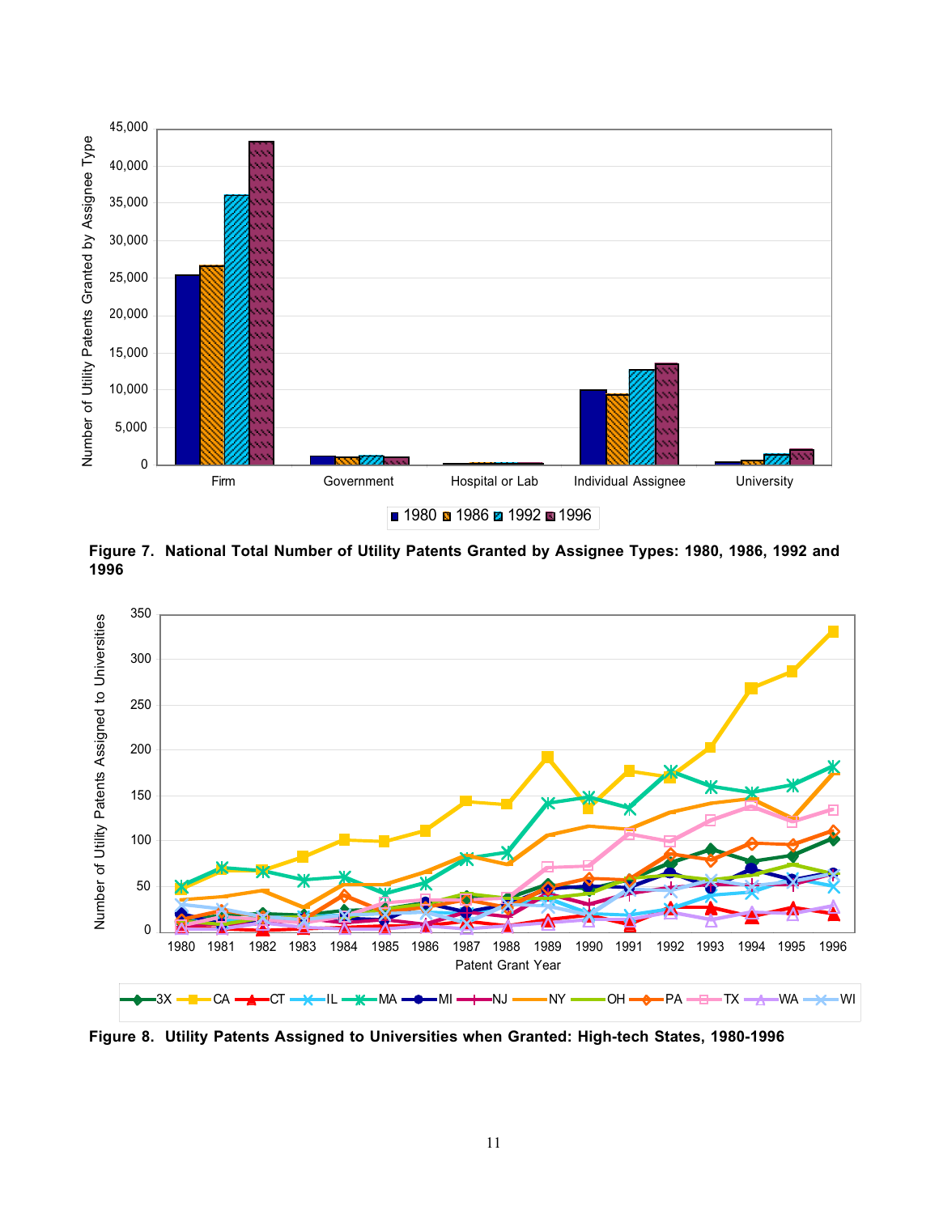**Figure 7. National Total Number of Utility Patents Granted by Assignee Types: 1980, 1986, 1992 and 1996**

**Figure 8. Utility Patents Assigned to Universities when Granted: High-tech States, 1980-1996**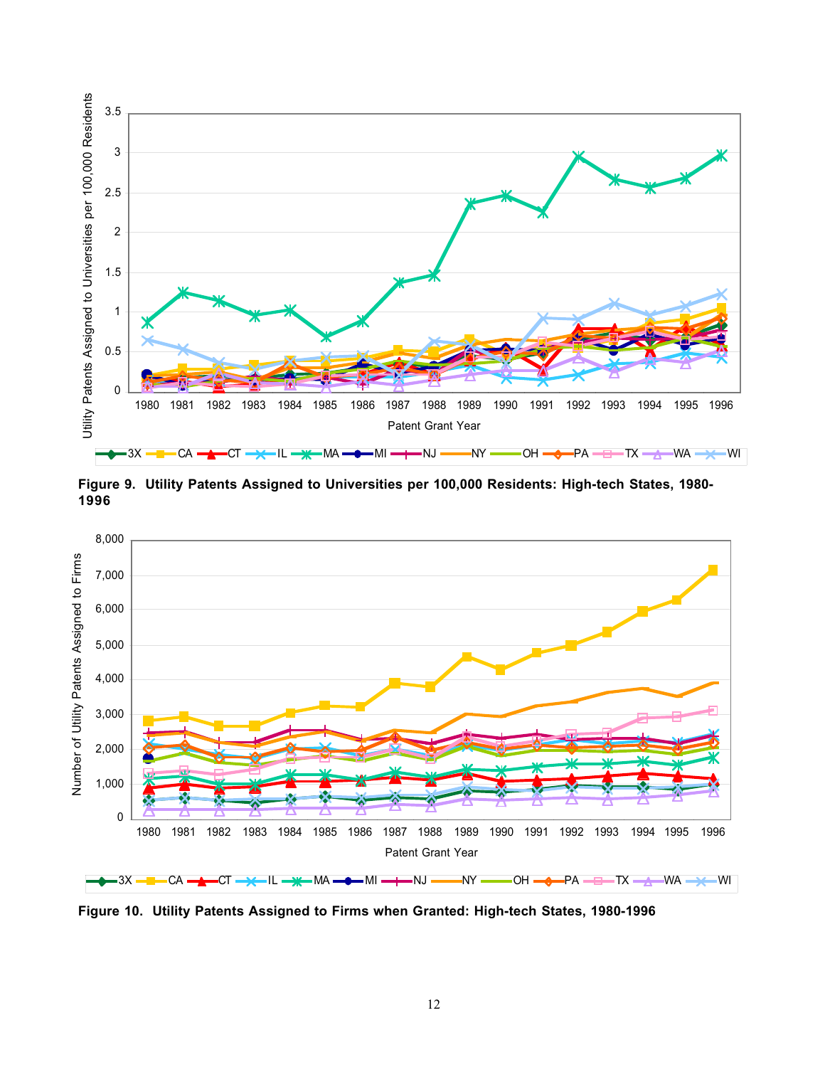**Figure 9. Utility Patents Assigned to Universities per 100,000 Residents: High-tech States, 1980-1996**

**Figure 10. Utility Patents Assigned to Firms when Granted: High-tech States, 1980-1996**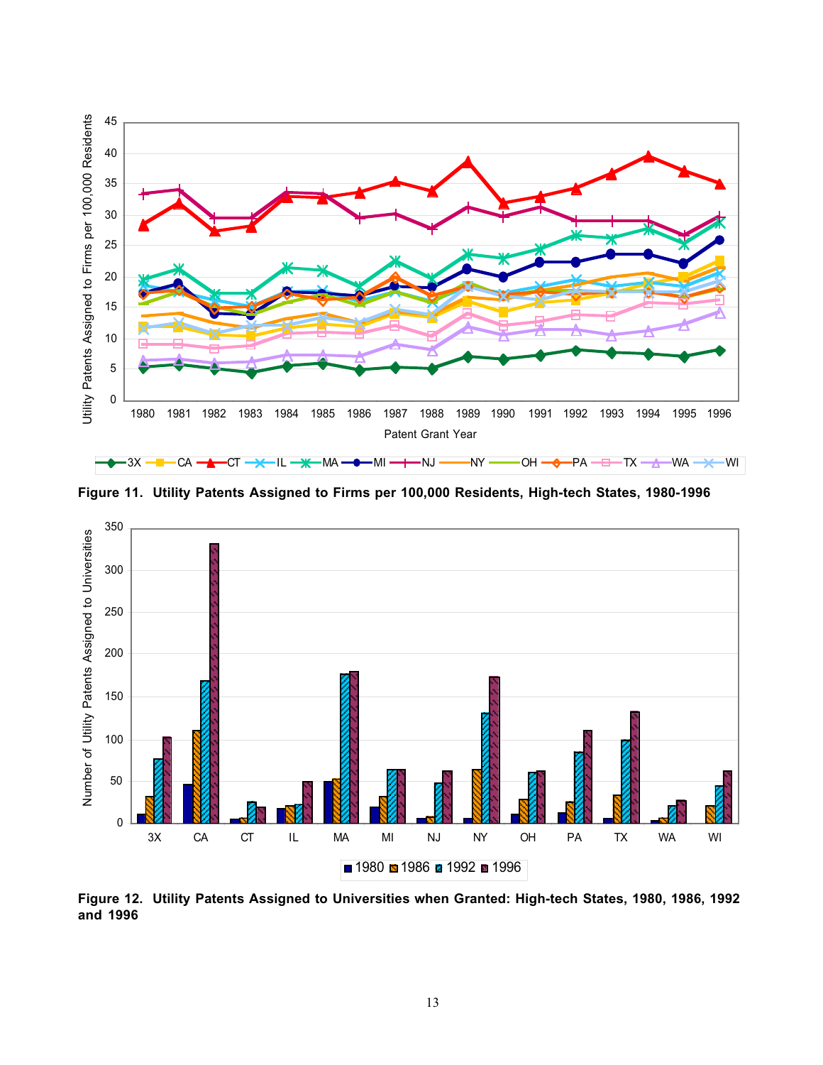Figure 11. Utility Patents Assigned to Firms per 100,000 Residents, High-tech States, 1980-1996

Figure 12. Utility Patents Assigned to Universities when Granted: High-tech States, 1980, 1986, 1992 and 1996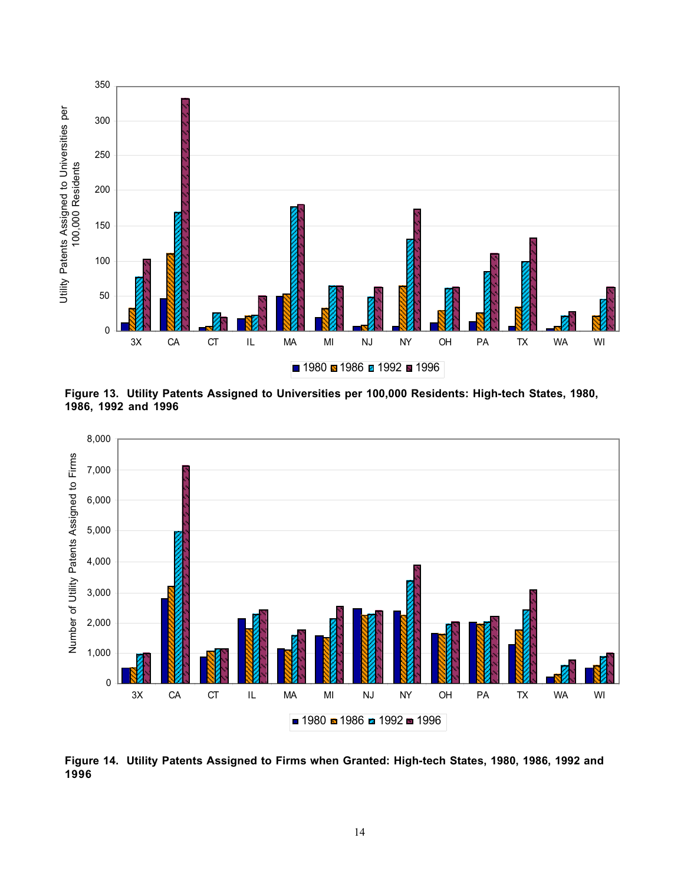**Figure 13. Utility Patents Assigned to Universities per 100,000 Residents: High-tech States, 1980, 1986, 1992 and 1996**

**Figure 14. Utility Patents Assigned to Firms when Granted: High-tech States, 1980, 1986, 1992 and 1996**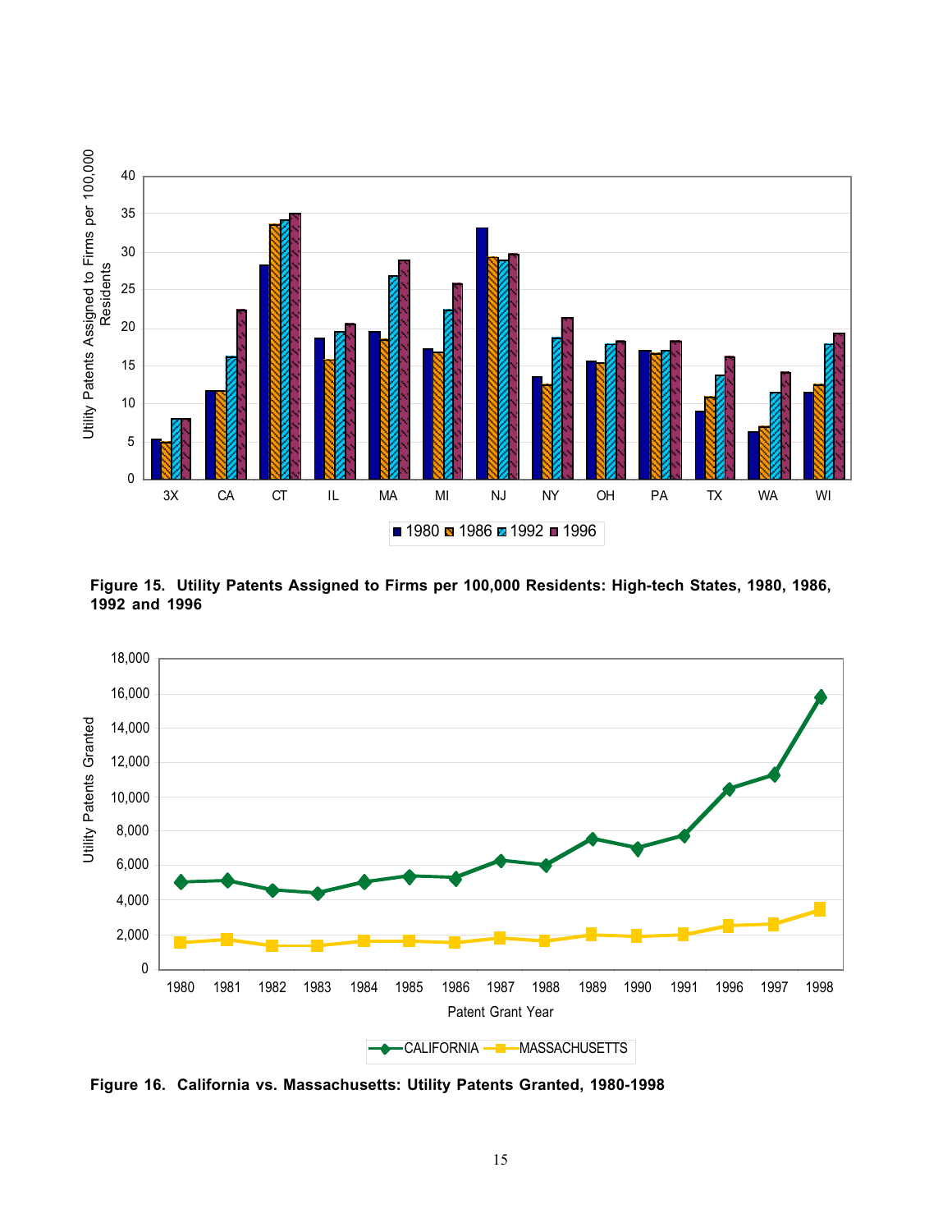**Figure 15. Utility Patents Assigned to Firms per 100,000 Residents: High-tech States, 1980, 1986, 1992 and 1996**

**Figure 16. California vs. Massachusetts: Utility Patents Granted, 1980-1998**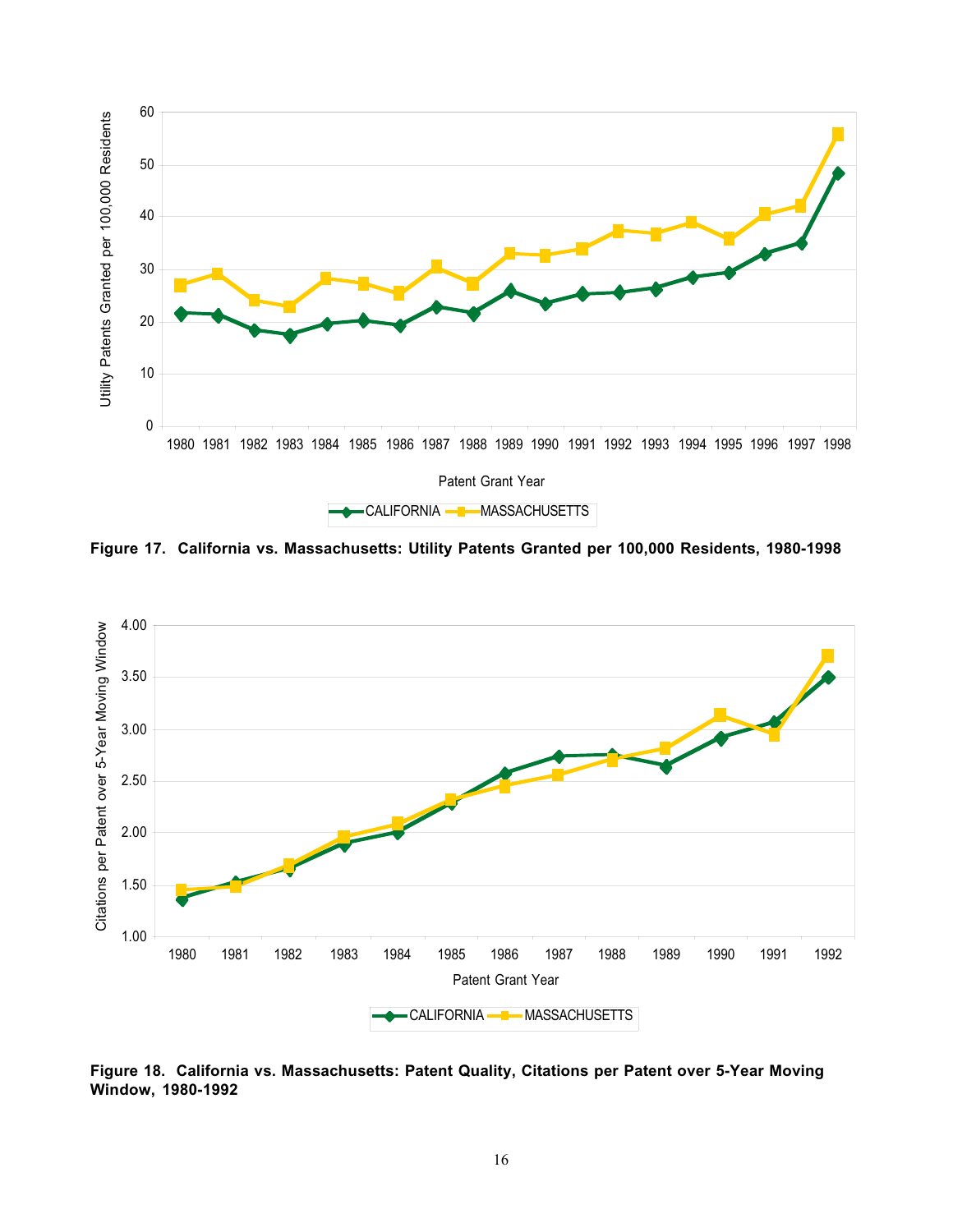**Figure 17. California vs. Massachusetts: Utility Patents Granted per 100,000 Residents, 1980-1998**

**Figure 18. California vs. Massachusetts: Patent Quality, Citations per Patent over 5-Year Moving Window, 1980-1992**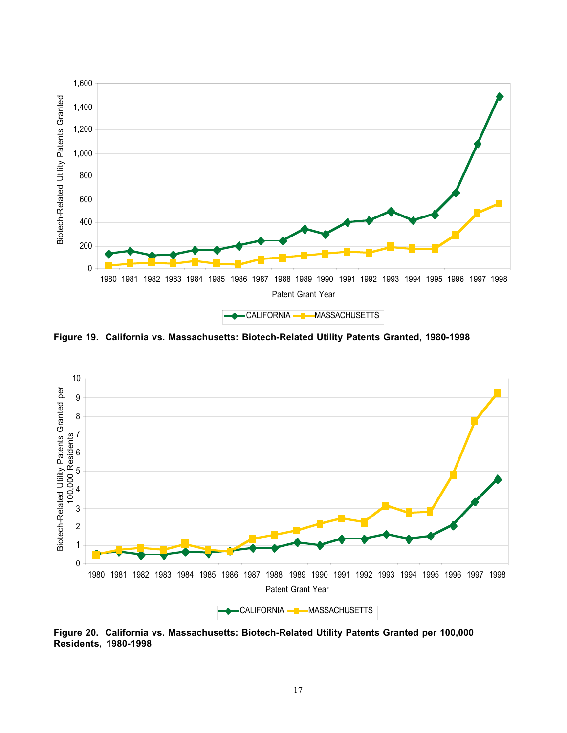**Figure 19. California vs. Massachusetts: Biotech-Related Utility Patents Granted, 1980-1998**

**Figure 20. California vs. Massachusetts: Biotech-Related Utility Patents Granted per 100,000 Residents, 1980-1998**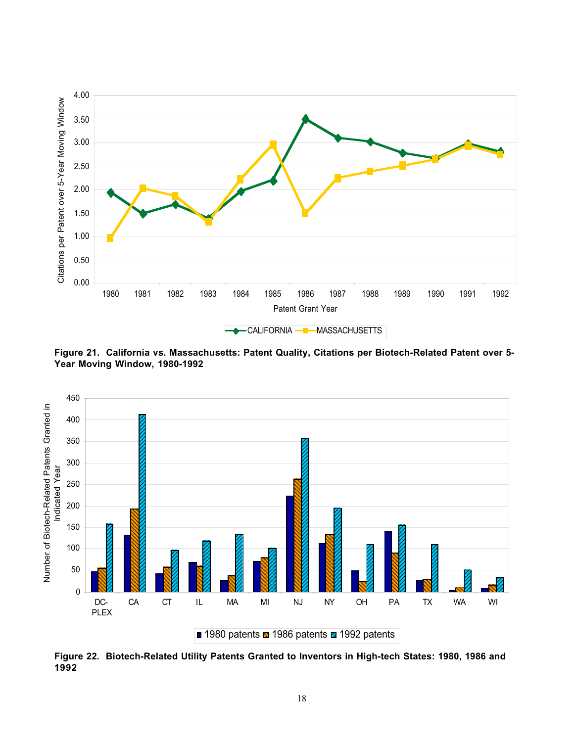**Figure 21. California vs. Massachusetts: Patent Quality, Citations per Biotech-Related Patent over 5-Year Moving Window, 1980-1992**

**Figure 22. Biotech-Related Utility Patents Granted to Inventors in High-tech States: 1980, 1986 and 1992**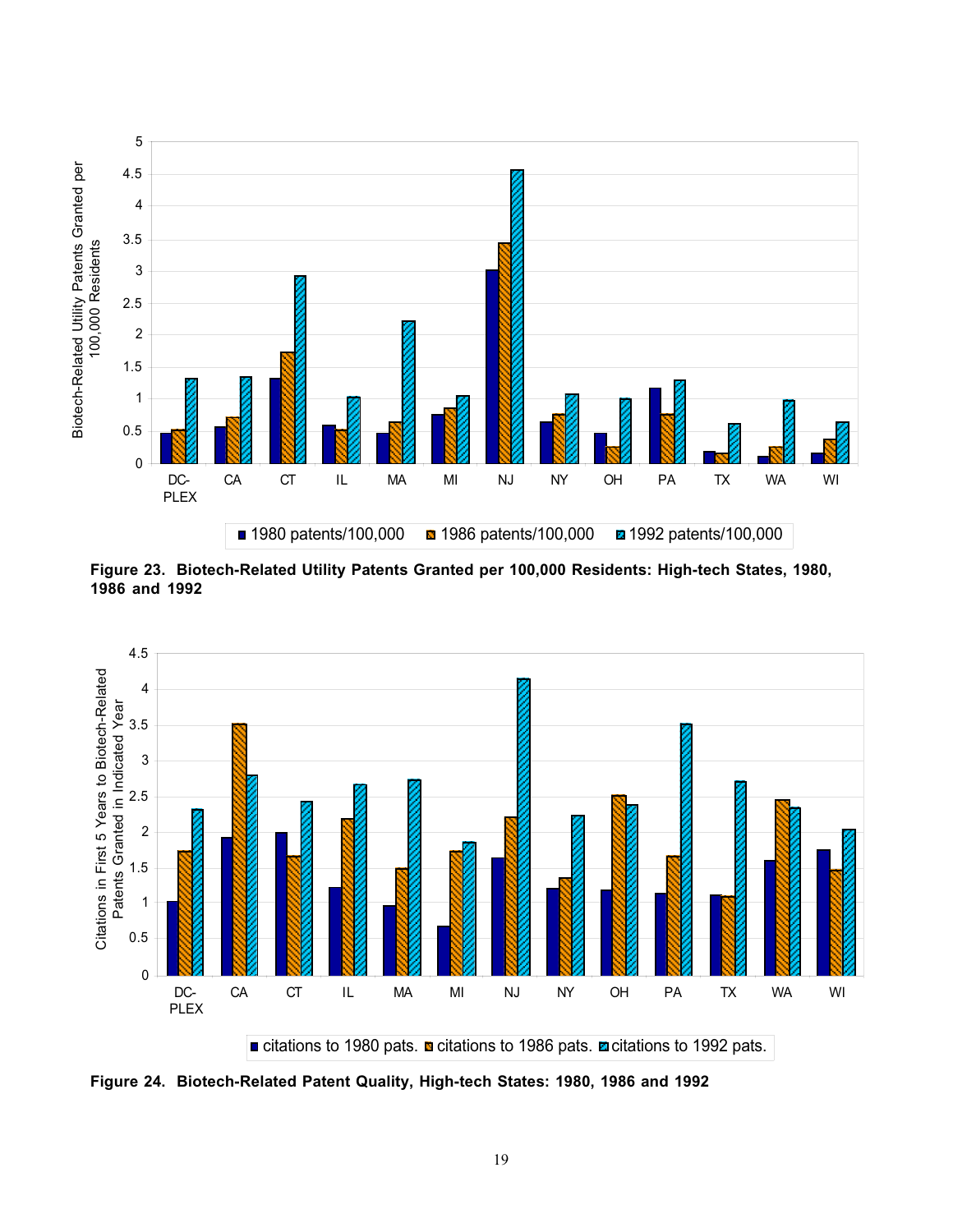**Figure 23. Biotech-Related Utility Patents Granted per 100,000 Residents: High-tech States, 1980, 1986 and 1992**

**Figure 24. Biotech-Related Patent Quality, High-tech States: 1980, 1986 and 1992**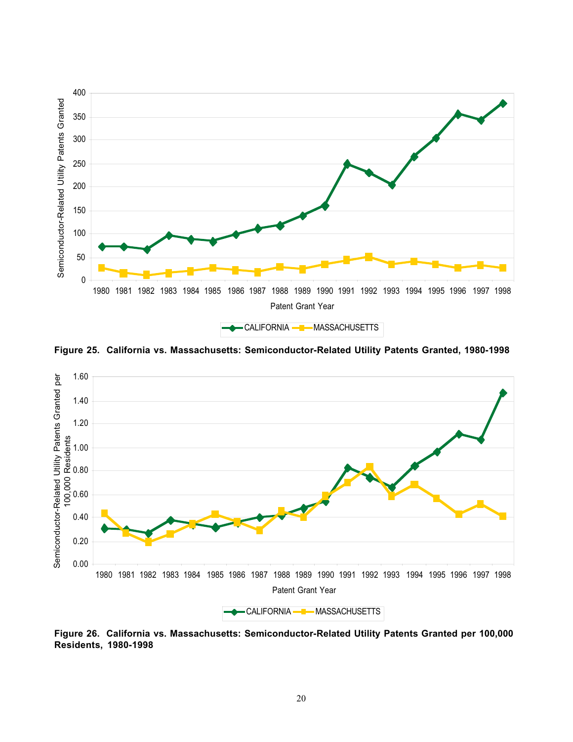**Figure 25. California vs. Massachusetts: Semiconductor-Related Utility Patents Granted, 1980-1998**

**Figure 26. California vs. Massachusetts: Semiconductor-Related Utility Patents Granted per 100,000 Residents, 1980-1998**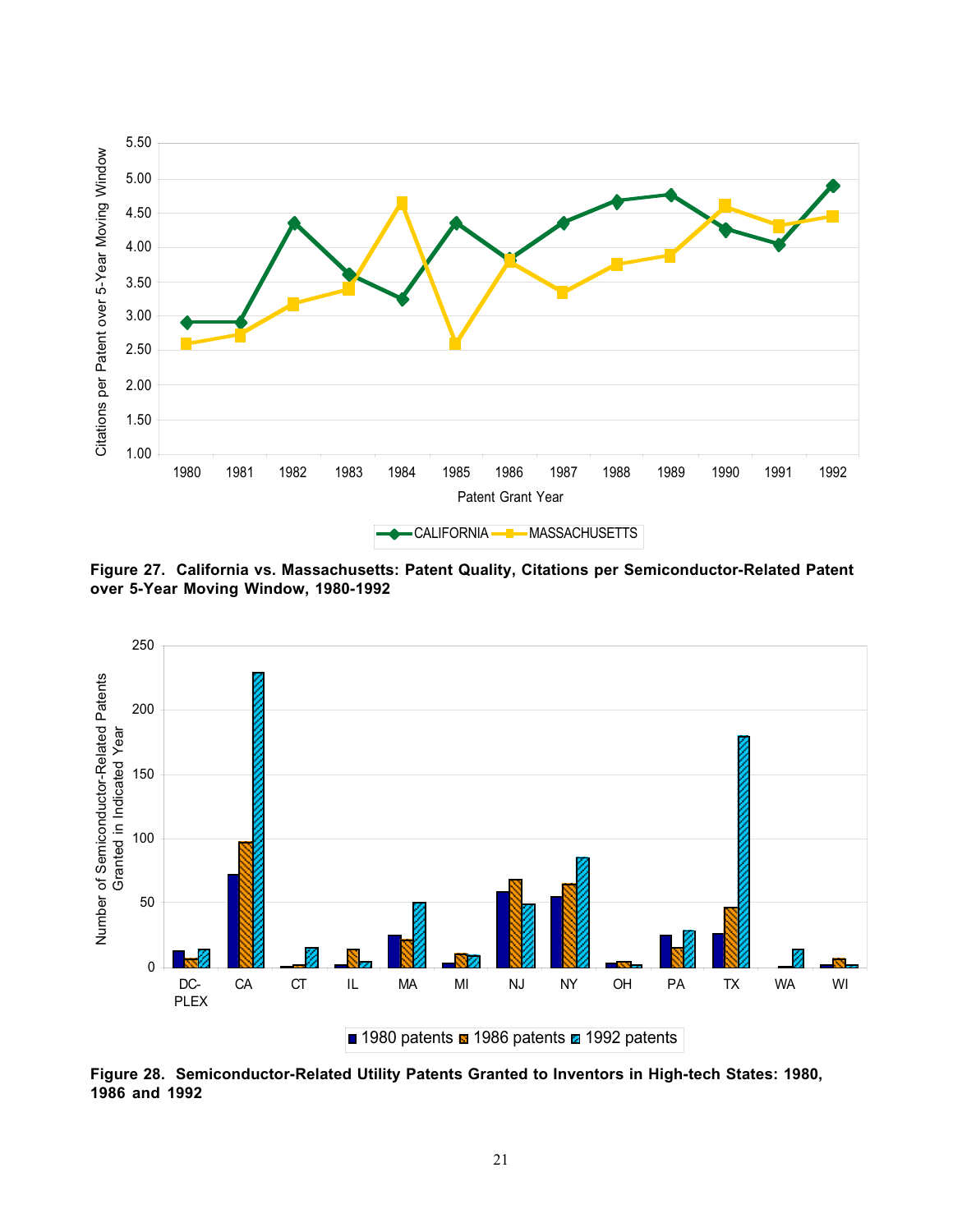**Figure 27. California vs. Massachusetts: Patent Quality, Citations per Semiconductor-Related Patent over 5-Year Moving Window, 1980-1992**

**Figure 28. Semiconductor-Related Utility Patents Granted to Inventors in High-tech States: 1980, 1986 and 1992**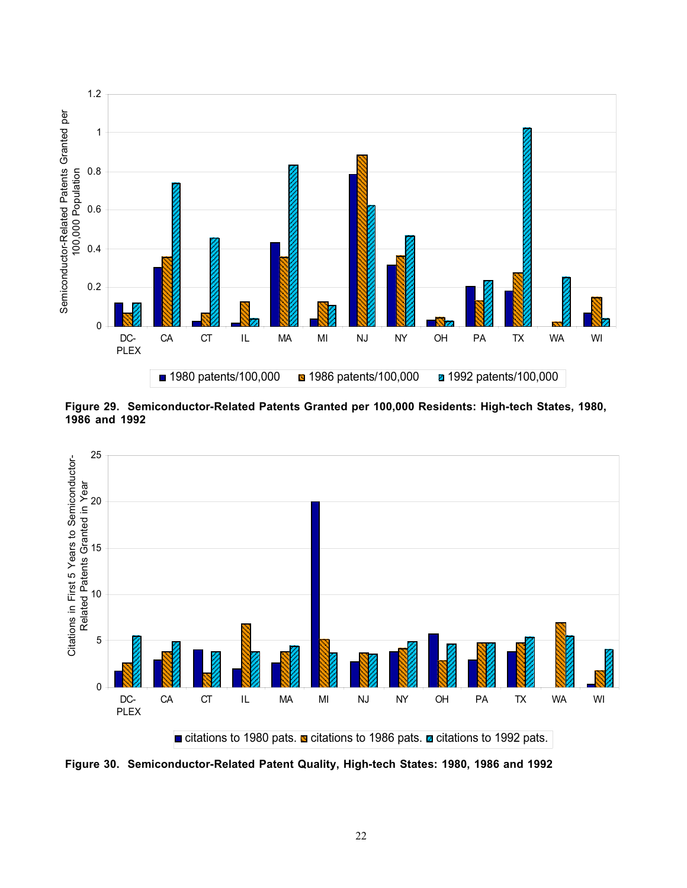Figure 29. Semiconductor-Related Patents Granted per 100,000 Residents: High-tech States, 1980, 1986 and 1992

Figure 30. Semiconductor-Related Patent Quality, High-tech States: 1980, 1986 and 1992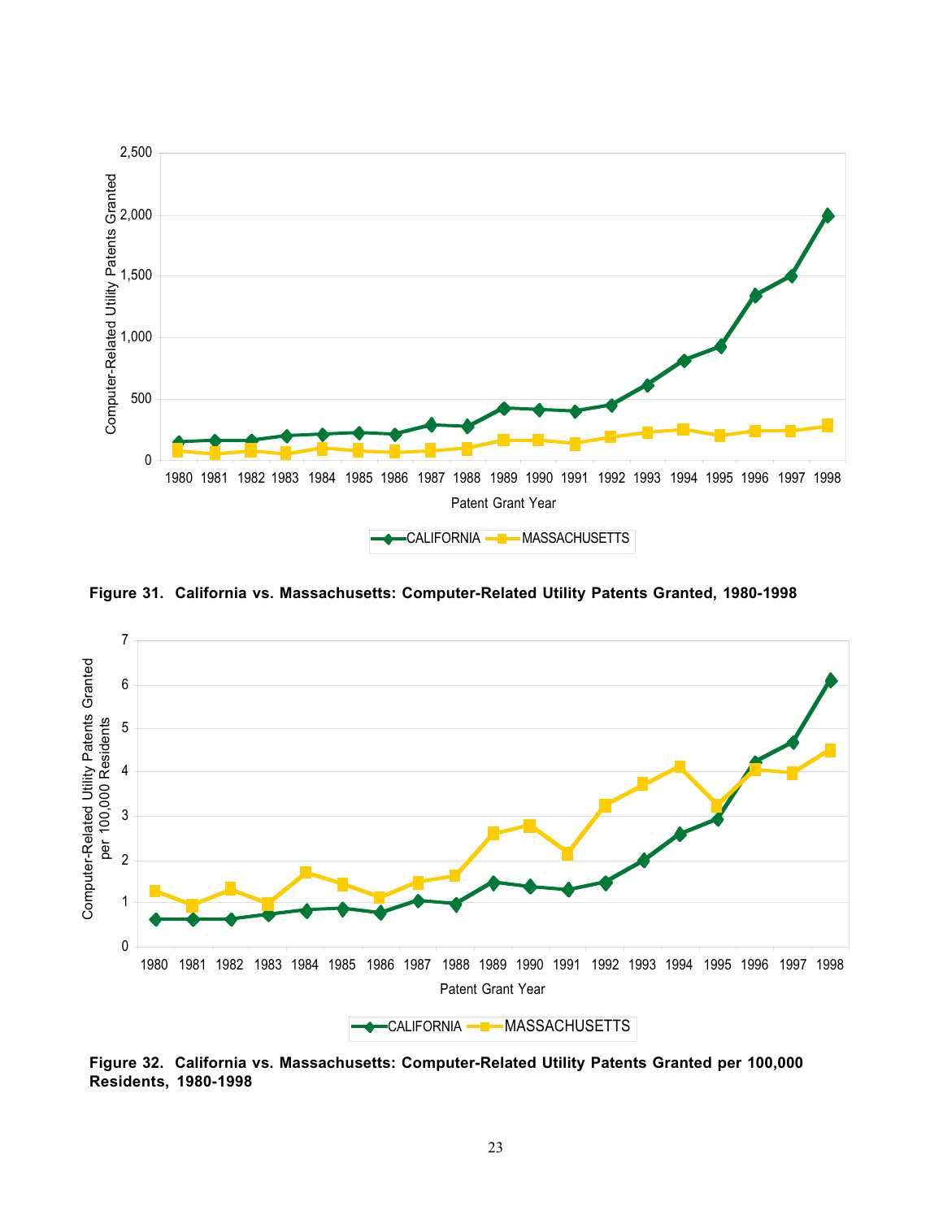**Figure 31. California vs. Massachusetts: Computer-Related Utility Patents Granted, 1980-1998**

**Figure 32. California vs. Massachusetts: Computer-Related Utility Patents Granted per 100,000 Residents, 1980-1998**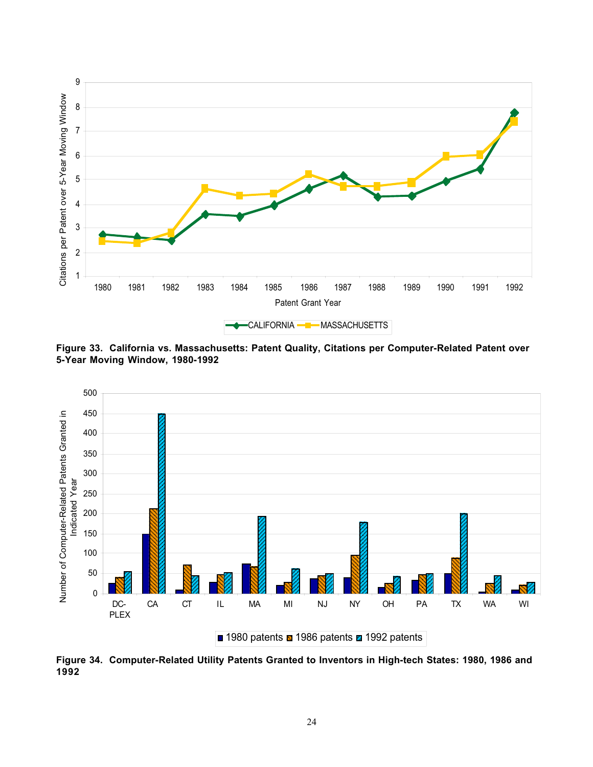**Figure 33. California vs. Massachusetts: Patent Quality, Citations per Computer-Related Patent over 5-Year Moving Window, 1980-1992**

**Figure 34. Computer-Related Utility Patents Granted to Inventors in High-tech States: 1980, 1986 and 1992**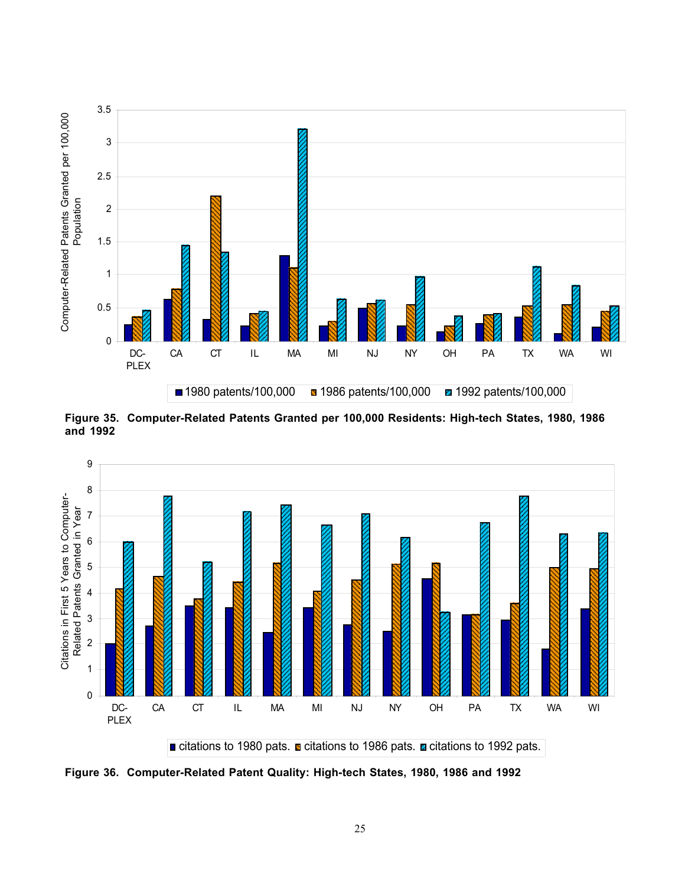**Figure 35. Computer-Related Patents Granted per 100,000 Residents: High-tech States, 1980, 1986 and 1992**

**Figure 36. Computer-Related Patent Quality: High-tech States, 1980, 1986 and 1992**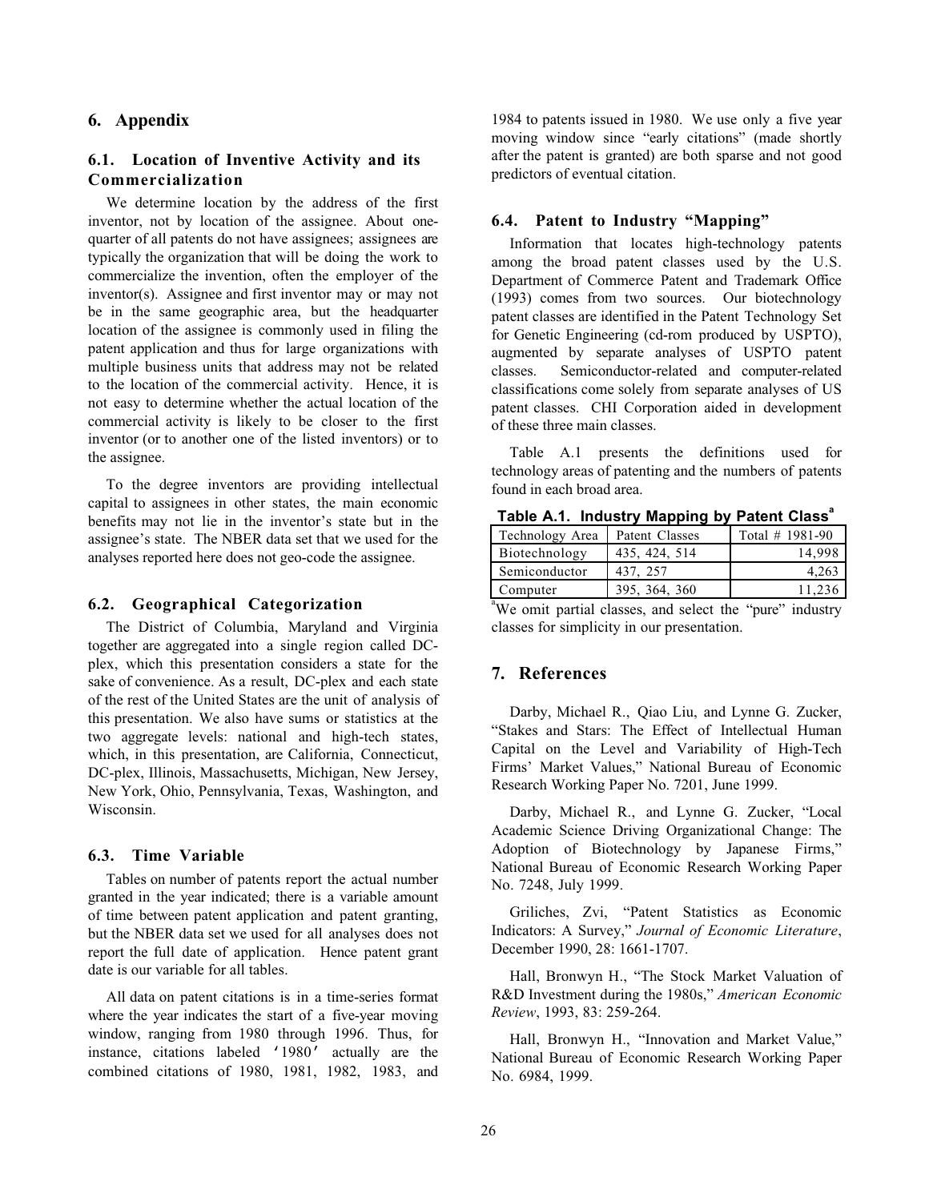## 6. Appendix

### 6.1. Location of Inventive Activity and its Commercialization

We determine location by the address of the first inventor, not by location of the assignee. About one-quarter of all patents do not have assignees; assignees are typically the organization that will be doing the work to commercialize the invention, often the employer of the inventor(s). Assignee and first inventor may or may not be in the same geographic area, but the headquarter location of the assignee is commonly used in filing the patent application and thus for large organizations with multiple business units that address may not be related to the location of the commercial activity. Hence, it is not easy to determine whether the actual location of the commercial activity is likely to be closer to the first inventor (or to another one of the listed inventors) or to the assignee.

To the degree inventors are providing intellectual capital to assignees in other states, the main economic benefits may not lie in the inventor's state but in the assignee's state. The NBER data set that we used for the analyses reported here does not geo-code the assignee.

### 6.2. Geographical Categorization

The District of Columbia, Maryland and Virginia together are aggregated into a single region called DC-plex, which this presentation considers a state for the sake of convenience. As a result, DC-plex and each state of the rest of the United States are the unit of analysis of this presentation. We also have sums or statistics at the two aggregate levels: national and high-tech states, which, in this presentation, are California, Connecticut, DC-plex, Illinois, Massachusetts, Michigan, New Jersey, New York, Ohio, Pennsylvania, Texas, Washington, and Wisconsin.

### 6.3. Time Variable

Tables on number of patents report the actual number granted in the year indicated; there is a variable amount of time between patent application and patent granting, but the NBER data set we used for all analyses does not report the full date of application. Hence patent grant date is our variable for all tables.

All data on patent citations is in a time-series format where the year indicates the start of a five-year moving window, ranging from 1980 through 1996. Thus, for instance, citations labeled '1980' actually are the combined citations of 1980, 1981, 1982, 1983, and 1984 to patents issued in 1980. We use only a five year moving window since "early citations" (made shortly after the patent is granted) are both sparse and not good predictors of eventual citation.

### 6.4. Patent to Industry "Mapping"

Information that locates high-technology patents among the broad patent classes used by the U.S. Department of Commerce Patent and Trademark Office (1993) comes from two sources. Our biotechnology patent classes are identified in the Patent Technology Set for Genetic Engineering (cd-rom produced by USPTO), augmented by separate analyses of USPTO patent classes. Semiconductor-related and computer-related classifications come solely from separate analyses of US patent classes. CHI Corporation aided in development of these three main classes.

Table A.1 presents the definitions used for technology areas of patenting and the numbers of patents found in each broad area.

**Table A.1. Industry Mapping by Patent Class[a]**

| Technology Area | Patent Classes | Total # 1981-90 |
|---|---|---|
| Biotechnology | 435, 424, 514 | 14,998 |
| Semiconductor | 437, 257 | 4,263 |
| Computer | 395, 364, 360 | 11,236 |

[a]We omit partial classes, and select the "pure" industry classes for simplicity in our presentation.

## 7. References

Darby, Michael R., Qiao Liu, and Lynne G. Zucker, "Stakes and Stars: The Effect of Intellectual Human Capital on the Level and Variability of High-Tech Firms' Market Values," National Bureau of Economic Research Working Paper No. 7201, June 1999.

Darby, Michael R., and Lynne G. Zucker, "Local Academic Science Driving Organizational Change: The Adoption of Biotechnology by Japanese Firms," National Bureau of Economic Research Working Paper No. 7248, July 1999.

Griliches, Zvi, "Patent Statistics as Economic Indicators: A Survey," *Journal of Economic Literature*, December 1990, 28: 1661-1707.

Hall, Bronwyn H., "The Stock Market Valuation of R&D Investment during the 1980s," *American Economic Review*, 1993, 83: 259-264.

Hall, Bronwyn H., "Innovation and Market Value," National Bureau of Economic Research Working Paper No. 6984, 1999.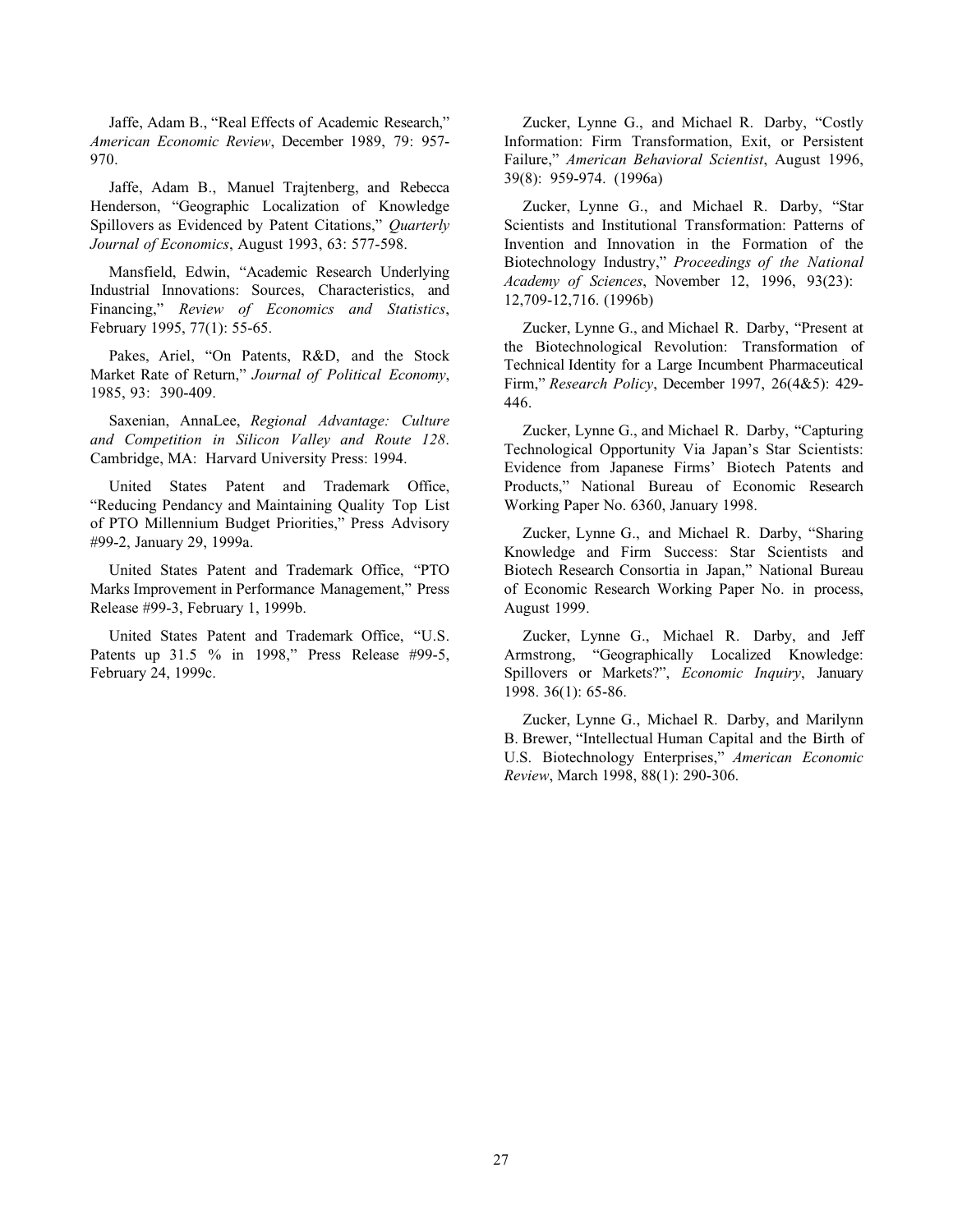Jaffe, Adam B., "Real Effects of Academic Research," *American Economic Review*, December 1989, 79: 957-970.

Jaffe, Adam B., Manuel Trajtenberg, and Rebecca Henderson, "Geographic Localization of Knowledge Spillovers as Evidenced by Patent Citations," *Quarterly Journal of Economics*, August 1993, 63: 577-598.

Mansfield, Edwin, "Academic Research Underlying Industrial Innovations: Sources, Characteristics, and Financing," *Review of Economics and Statistics*, February 1995, 77(1): 55-65.

Pakes, Ariel, "On Patents, R&D, and the Stock Market Rate of Return," *Journal of Political Economy*, 1985, 93: 390-409.

Saxenian, AnnaLee, *Regional Advantage: Culture and Competition in Silicon Valley and Route 128*. Cambridge, MA: Harvard University Press: 1994.

United States Patent and Trademark Office, "Reducing Pendancy and Maintaining Quality Top List of PTO Millennium Budget Priorities," Press Advisory #99-2, January 29, 1999a.

United States Patent and Trademark Office, "PTO Marks Improvement in Performance Management," Press Release #99-3, February 1, 1999b.

United States Patent and Trademark Office, "U.S. Patents up 31.5 % in 1998," Press Release #99-5, February 24, 1999c.

Zucker, Lynne G., and Michael R. Darby, "Costly Information: Firm Transformation, Exit, or Persistent Failure," *American Behavioral Scientist*, August 1996, 39(8): 959-974. (1996a)

Zucker, Lynne G., and Michael R. Darby, "Star Scientists and Institutional Transformation: Patterns of Invention and Innovation in the Formation of the Biotechnology Industry," *Proceedings of the National Academy of Sciences*, November 12, 1996, 93(23): 12,709-12,716. (1996b)

Zucker, Lynne G., and Michael R. Darby, "Present at the Biotechnological Revolution: Transformation of Technical Identity for a Large Incumbent Pharmaceutical Firm," *Research Policy*, December 1997, 26(4&5): 429-446.

Zucker, Lynne G., and Michael R. Darby, "Capturing Technological Opportunity Via Japan's Star Scientists: Evidence from Japanese Firms' Biotech Patents and Products," National Bureau of Economic Research Working Paper No. 6360, January 1998.

Zucker, Lynne G., and Michael R. Darby, "Sharing Knowledge and Firm Success: Star Scientists and Biotech Research Consortia in Japan," National Bureau of Economic Research Working Paper No. in process, August 1999.

Zucker, Lynne G., Michael R. Darby, and Jeff Armstrong, "Geographically Localized Knowledge: Spillovers or Markets?", *Economic Inquiry*, January 1998. 36(1): 65-86.

Zucker, Lynne G., Michael R. Darby, and Marilynn B. Brewer, "Intellectual Human Capital and the Birth of U.S. Biotechnology Enterprises," *American Economic Review*, March 1998, 88(1): 290-306.